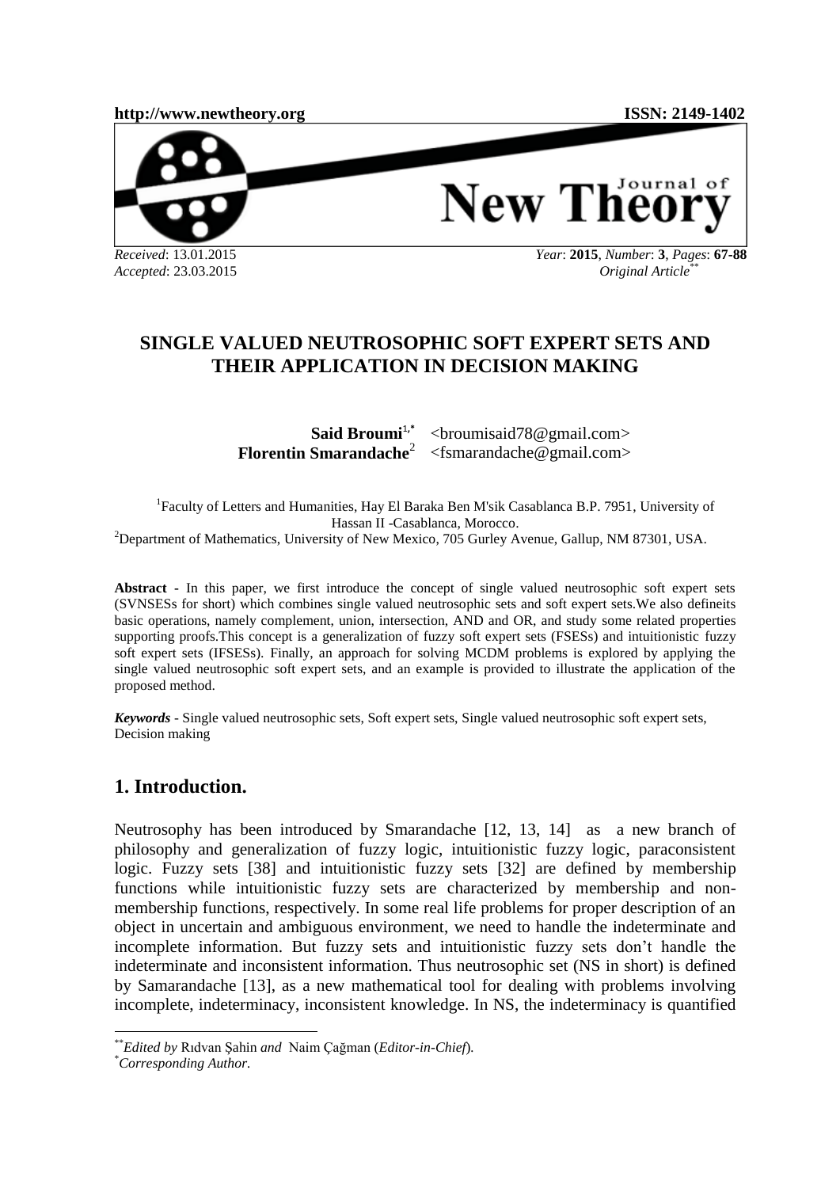http://www.newtheory.org ISSN: 2149-1402

*Received*: 13.01.2015
*Accepted*: 23.03.2015

*Year*: **2015**, *Number*: **3**, *Pages*: **67-88**
*Original Article*[**]

# SINGLE VALUED NEUTROSOPHIC SOFT EXPERT SETS AND THEIR APPLICATION IN DECISION MAKING

**Said Broumi**[1,*] <broumisaid78@gmail.com>
**Florentin Smarandache**[2] <fsmarandache@gmail.com>

[1]Faculty of Letters and Humanities, Hay El Baraka Ben M'sik Casablanca B.P. 7951, University of Hassan II -Casablanca, Morocco.
[2]Department of Mathematics, University of New Mexico, 705 Gurley Avenue, Gallup, NM 87301, USA.

**Abstract -** In this paper, we first introduce the concept of single valued neutrosophic soft expert sets (SVNSESs for short) which combines single valued neutrosophic sets and soft expert sets.We also defineits basic operations, namely complement, union, intersection, AND and OR, and study some related properties supporting proofs.This concept is a generalization of fuzzy soft expert sets (FSESs) and intuitionistic fuzzy soft expert sets (IFSESs). Finally, an approach for solving MCDM problems is explored by applying the single valued neutrosophic soft expert sets, and an example is provided to illustrate the application of the proposed method.

***Keywords*** - Single valued neutrosophic sets, Soft expert sets, Single valued neutrosophic soft expert sets, Decision making

## 1. Introduction.

Neutrosophy has been introduced by Smarandache [12, 13, 14] as a new branch of philosophy and generalization of fuzzy logic, intuitionistic fuzzy logic, paraconsistent logic. Fuzzy sets [38] and intuitionistic fuzzy sets [32] are defined by membership functions while intuitionistic fuzzy sets are characterized by membership and non-membership functions, respectively. In some real life problems for proper description of an object in uncertain and ambiguous environment, we need to handle the indeterminate and incomplete information. But fuzzy sets and intuitionistic fuzzy sets don't handle the indeterminate and inconsistent information. Thus neutrosophic set (NS in short) is defined by Samarandache [13], as a new mathematical tool for dealing with problems involving incomplete, indeterminacy, inconsistent knowledge. In NS, the indeterminacy is quantified

---

[**]*Edited by* Rıdvan Şahin *and* Naim Çağman (*Editor-in-Chief*).
[*]*Corresponding Author.*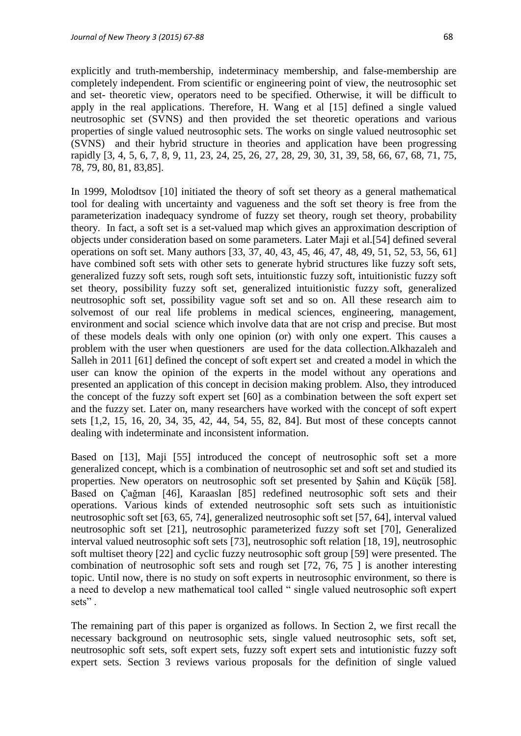explicitly and truth-membership, indeterminacy membership, and false-membership are completely independent. From scientific or engineering point of view, the neutrosophic set and set- theoretic view, operators need to be specified. Otherwise, it will be difficult to apply in the real applications. Therefore, H. Wang et al [15] defined a single valued neutrosophic set (SVNS) and then provided the set theoretic operations and various properties of single valued neutrosophic sets. The works on single valued neutrosophic set (SVNS) and their hybrid structure in theories and application have been progressing rapidly [3, 4, 5, 6, 7, 8, 9, 11, 23, 24, 25, 26, 27, 28, 29, 30, 31, 39, 58, 66, 67, 68, 71, 75, 78, 79, 80, 81, 83,85].

In 1999, Molodtsov [10] initiated the theory of soft set theory as a general mathematical tool for dealing with uncertainty and vagueness and the soft set theory is free from the parameterization inadequacy syndrome of fuzzy set theory, rough set theory, probability theory. In fact, a soft set is a set-valued map which gives an approximation description of objects under consideration based on some parameters. Later Maji et al.[54] defined several operations on soft set. Many authors [33, 37, 40, 43, 45, 46, 47, 48, 49, 51, 52, 53, 56, 61] have combined soft sets with other sets to generate hybrid structures like fuzzy soft sets, generalized fuzzy soft sets, rough soft sets, intuitionstic fuzzy soft, intuitionistic fuzzy soft set theory, possibility fuzzy soft set, generalized intuitionistic fuzzy soft, generalized neutrosophic soft set, possibility vague soft set and so on. All these research aim to solvemost of our real life problems in medical sciences, engineering, management, environment and social science which involve data that are not crisp and precise. But most of these models deals with only one opinion (or) with only one expert. This causes a problem with the user when questioners are used for the data collection.Alkhazaleh and Salleh in 2011 [61] defined the concept of soft expert set and created a model in which the user can know the opinion of the experts in the model without any operations and presented an application of this concept in decision making problem. Also, they introduced the concept of the fuzzy soft expert set [60] as a combination between the soft expert set and the fuzzy set. Later on, many researchers have worked with the concept of soft expert sets [1,2, 15, 16, 20, 34, 35, 42, 44, 54, 55, 82, 84]. But most of these concepts cannot dealing with indeterminate and inconsistent information.

Based on [13], Maji [55] introduced the concept of neutrosophic soft set a more generalized concept, which is a combination of neutrosophic set and soft set and studied its properties. New operators on neutrosophic soft set presented by Şahin and Küçük [58]. Based on Çağman [46], Karaaslan [85] redefined neutrosophic soft sets and their operations. Various kinds of extended neutrosophic soft sets such as intuitionistic neutrosophic soft set [63, 65, 74], generalized neutrosophic soft set [57, 64], interval valued neutrosophic soft set [21], neutrosophic parameterized fuzzy soft set [70], Generalized interval valued neutrosophic soft sets [73], neutrosophic soft relation [18, 19], neutrosophic soft multiset theory [22] and cyclic fuzzy neutrosophic soft group [59] were presented. The combination of neutrosophic soft sets and rough set [72, 76, 75 ] is another interesting topic. Until now, there is no study on soft experts in neutrosophic environment, so there is a need to develop a new mathematical tool called " single valued neutrosophic soft expert sets" .

The remaining part of this paper is organized as follows. In Section 2, we first recall the necessary background on neutrosophic sets, single valued neutrosophic sets, soft set, neutrosophic soft sets, soft expert sets, fuzzy soft expert sets and intutionistic fuzzy soft expert sets. Section 3 reviews various proposals for the definition of single valued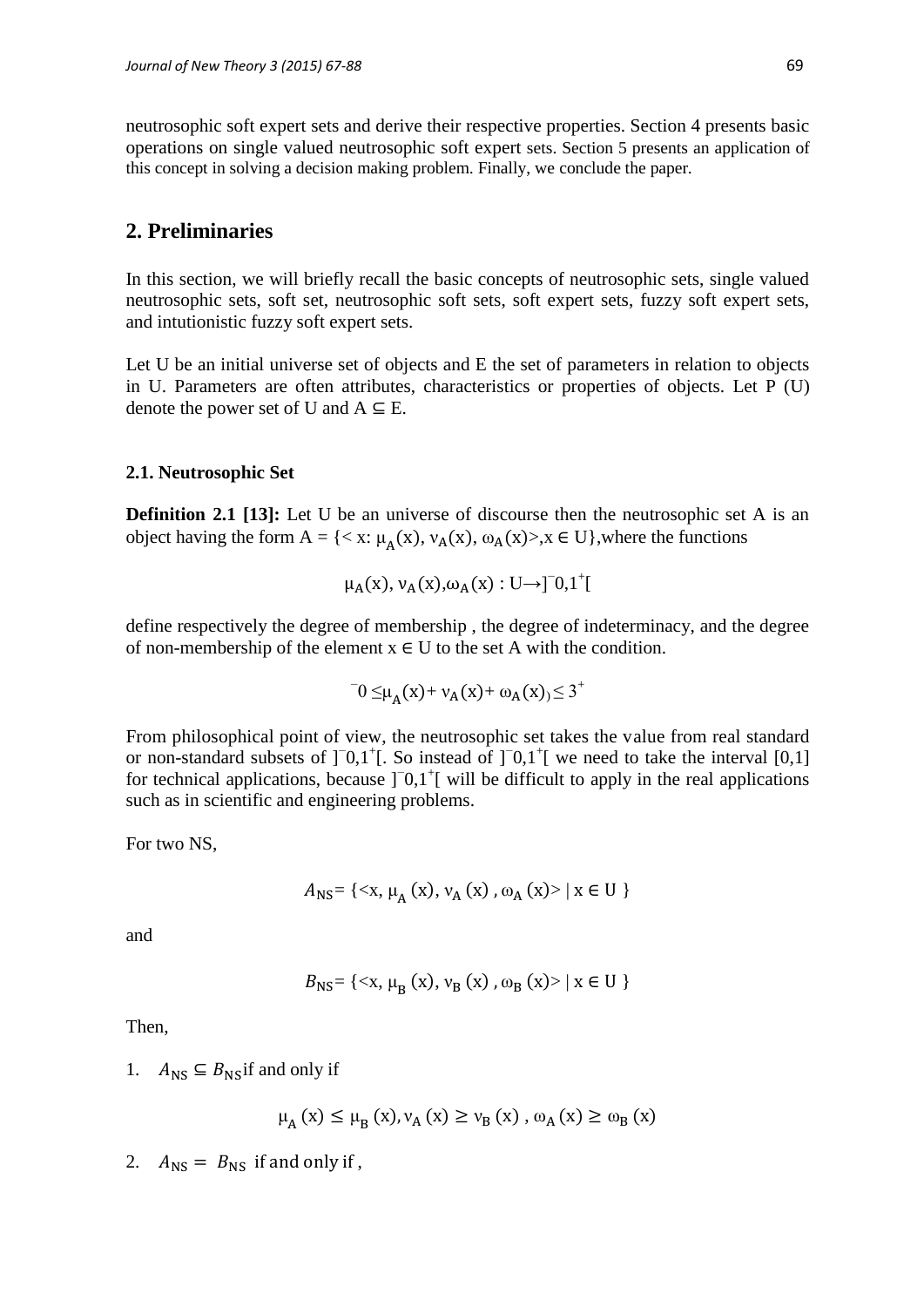neutrosophic soft expert sets and derive their respective properties. Section 4 presents basic operations on single valued neutrosophic soft expert sets. Section 5 presents an application of this concept in solving a decision making problem. Finally, we conclude the paper.

## 2. Preliminaries

In this section, we will briefly recall the basic concepts of neutrosophic sets, single valued neutrosophic sets, soft set, neutrosophic soft sets, soft expert sets, fuzzy soft expert sets, and intutionistic fuzzy soft expert sets.

Let U be an initial universe set of objects and E the set of parameters in relation to objects in U. Parameters are often attributes, characteristics or properties of objects. Let P (U) denote the power set of U and $A \subseteq E$.

### 2.1. Neutrosophic Set

**Definition 2.1 [13]:** Let U be an universe of discourse then the neutrosophic set A is an object having the form $A = \{< x: \mu_A(x), \nu_A(x), \omega_A(x)>, x \in U\}$,where the functions

$$\mu_A(x), \nu_A(x), \omega_A(x) : U \to ]^-0,1^+[$$

define respectively the degree of membership , the degree of indeterminacy, and the degree of non-membership of the element $x \in U$ to the set A with the condition.

$$^-0 \leq \mu_A(x) + \nu_A(x) + \omega_A(x) \leq 3^+$$

From philosophical point of view, the neutrosophic set takes the value from real standard or non-standard subsets of $]^-0,1^+[$. So instead of $]^-0,1^+[$ we need to take the interval [0,1] for technical applications, because $]^-0,1^+[$ will be difficult to apply in the real applications such as in scientific and engineering problems.

For two NS,

$$A_{NS} = \{<x, \mu_A(x), \nu_A(x), \omega_A(x)> \mid x \in U\}$$

and

$$B_{NS} = \{<x, \mu_B(x), \nu_B(x), \omega_B(x)> \mid x \in U\}$$

Then,

1. $A_{NS} \subseteq B_{NS}$ if and only if

$$\mu_A(x) \leq \mu_B(x), \nu_A(x) \geq \nu_B(x), \omega_A(x) \geq \omega_B(x)$$

2. $A_{NS} = B_{NS}$ if and only if ,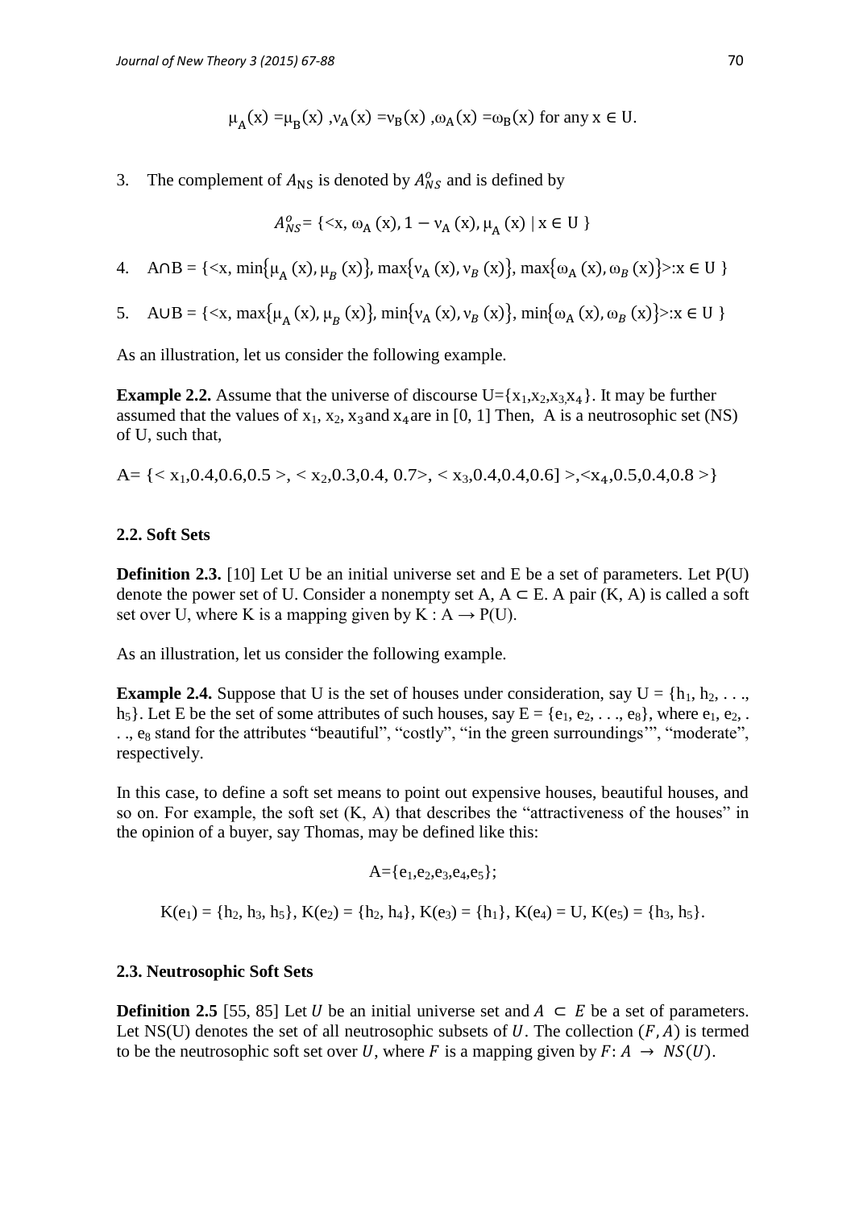$$\mu_A(x) = \mu_B(x), \nu_A(x) = \nu_B(x), \omega_A(x) = \omega_B(x) \text{ for any } x \in U.$$

3. The complement of $A_{NS}$ is denoted by $A^o_{NS}$ and is defined by

$$A^o_{NS} = \{<x, \omega_A(x), 1 - \nu_A(x), \mu_A(x) \mid x \in U\}$$

4. $A \cap B = \{<x, \min\{\mu_A(x), \mu_B(x)\}, \max\{\nu_A(x), \nu_B(x)\}, \max\{\omega_A(x), \omega_B(x)\}>: x \in U\}$

5. $A \cup B = \{<x, \max\{\mu_A(x), \mu_B(x)\}, \min\{\nu_A(x), \nu_B(x)\}, \min\{\omega_A(x), \omega_B(x)\}>: x \in U\}$

As an illustration, let us consider the following example.

**Example 2.2.** Assume that the universe of discourse $U=\{x_1,x_2,x_3,x_4\}$. It may be further assumed that the values of $x_1$, $x_2$, $x_3$ and $x_4$ are in [0, 1] Then, A is a neutrosophic set (NS) of U, such that,

$A = \{< x_1,0.4,0.6,0.5 >, < x_2,0.3,0.4, 0.7>, < x_3,0.4,0.4,0.6] >,<x_4,0.5,0.4,0.8 >\}$

### 2.2. Soft Sets

**Definition 2.3.** [10] Let U be an initial universe set and E be a set of parameters. Let P(U) denote the power set of U. Consider a nonempty set A, $A \subset E$. A pair (K, A) is called a soft set over U, where K is a mapping given by $K : A \rightarrow P(U)$.

As an illustration, let us consider the following example.

**Example 2.4.** Suppose that U is the set of houses under consideration, say $U = \{h_1, h_2, \ldots, h_5\}$. Let E be the set of some attributes of such houses, say $E = \{e_1, e_2, \ldots, e_8\}$, where $e_1, e_2, \ldots, e_8$ stand for the attributes "beautiful", "costly", "in the green surroundings'", "moderate", respectively.

In this case, to define a soft set means to point out expensive houses, beautiful houses, and so on. For example, the soft set (K, A) that describes the "attractiveness of the houses" in the opinion of a buyer, say Thomas, may be defined like this:

$$A=\{e_1,e_2,e_3,e_4,e_5\};$$

$$K(e_1) = \{h_2, h_3, h_5\}, K(e_2) = \{h_2, h_4\}, K(e_3) = \{h_1\}, K(e_4) = U, K(e_5) = \{h_3, h_5\}.$$

### 2.3. Neutrosophic Soft Sets

**Definition 2.5** [55, 85] Let $U$ be an initial universe set and $A \subset E$ be a set of parameters. Let NS(U) denotes the set of all neutrosophic subsets of $U$. The collection $(F, A)$ is termed to be the neutrosophic soft set over $U$, where $F$ is a mapping given by $F: A \rightarrow NS(U)$.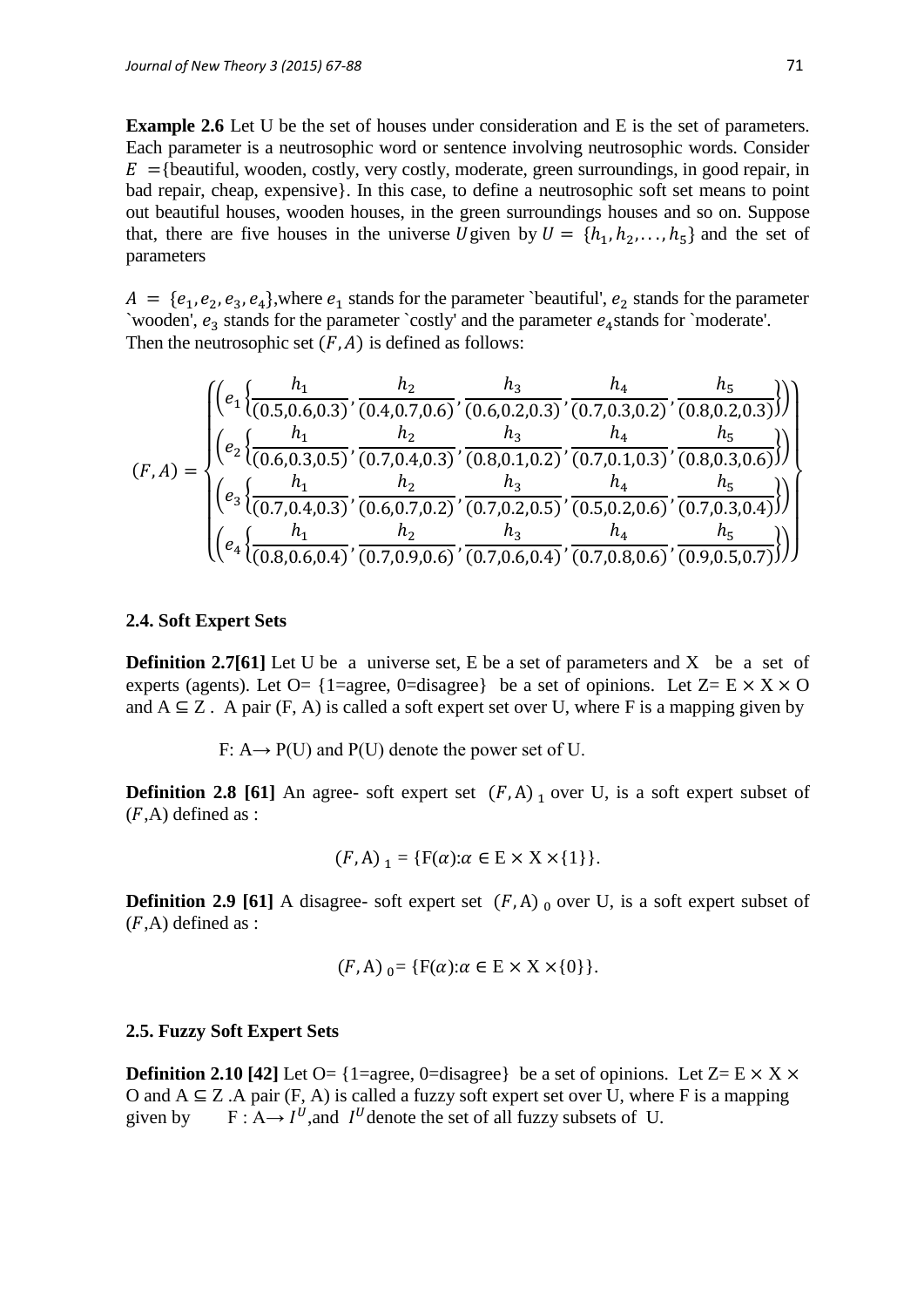**Example 2.6** Let U be the set of houses under consideration and E is the set of parameters. Each parameter is a neutrosophic word or sentence involving neutrosophic words. Consider $E$ ={beautiful, wooden, costly, very costly, moderate, green surroundings, in good repair, in bad repair, cheap, expensive}. In this case, to define a neutrosophic soft set means to point out beautiful houses, wooden houses, in the green surroundings houses and so on. Suppose that, there are five houses in the universe $U$ given by $U = \{h_1, h_2, \ldots, h_5\}$ and the set of parameters

$A = \{e_1, e_2, e_3, e_4\}$,where $e_1$ stands for the parameter `beautiful', $e_2$ stands for the parameter `wooden', $e_3$ stands for the parameter `costly' and the parameter $e_4$ stands for `moderate'. Then the neutrosophic set $(F, A)$ is defined as follows:

$$
(F,A) = \left\{ \begin{array}{l}
\left(e_1\left\{\frac{h_1}{(0.5,0.6,0.3)}, \frac{h_2}{(0.4,0.7,0.6)}, \frac{h_3}{(0.6,0.2,0.3)}, \frac{h_4}{(0.7,0.3,0.2)}, \frac{h_5}{(0.8,0.2,0.3)}\right\}\right) \\
\left(e_2\left\{\frac{h_1}{(0.6,0.3,0.5)}, \frac{h_2}{(0.7,0.4,0.3)}, \frac{h_3}{(0.8,0.1,0.2)}, \frac{h_4}{(0.7,0.1,0.3)}, \frac{h_5}{(0.8,0.3,0.6)}\right\}\right) \\
\left(e_3\left\{\frac{h_1}{(0.7,0.4,0.3)}, \frac{h_2}{(0.6,0.7,0.2)}, \frac{h_3}{(0.7,0.2,0.5)}, \frac{h_4}{(0.5,0.2,0.6)}, \frac{h_5}{(0.7,0.3,0.4)}\right\}\right) \\
\left(e_4\left\{\frac{h_1}{(0.8,0.6,0.4)}, \frac{h_2}{(0.7,0.9,0.6)}, \frac{h_3}{(0.7,0.6,0.4)}, \frac{h_4}{(0.7,0.8,0.6)}, \frac{h_5}{(0.9,0.5,0.7)}\right\}\right)
\end{array} \right\}
$$

### 2.4. Soft Expert Sets

**Definition 2.7[61]** Let U be a universe set, E be a set of parameters and X be a set of experts (agents). Let O= {1=agree, 0=disagree} be a set of opinions. Let Z= E × X × O and A ⊆ Z . A pair (F, A) is called a soft expert set over U, where F is a mapping given by

F: A→ P(U) and P(U) denote the power set of U.

**Definition 2.8 [61]** An agree- soft expert set $(F, \mathrm{A})_1$ over U, is a soft expert subset of $(F,\mathrm{A})$ defined as :

$$(F, \mathrm{A})_1 = \{\mathrm{F}(\alpha) : \alpha \in \mathrm{E} \times \mathrm{X} \times \{1\}\}.$$

**Definition 2.9 [61]** A disagree- soft expert set $(F, \mathrm{A})_0$ over U, is a soft expert subset of $(F,\mathrm{A})$ defined as :

$$(F, \mathrm{A})_0 = \{\mathrm{F}(\alpha) : \alpha \in \mathrm{E} \times \mathrm{X} \times \{0\}\}.$$

### 2.5. Fuzzy Soft Expert Sets

**Definition 2.10 [42]** Let O= {1=agree, 0=disagree} be a set of opinions. Let Z= E × X × O and A ⊆ Z .A pair (F, A) is called a fuzzy soft expert set over U, where F is a mapping given by F : A→ $I^U$,and $I^U$ denote the set of all fuzzy subsets of U.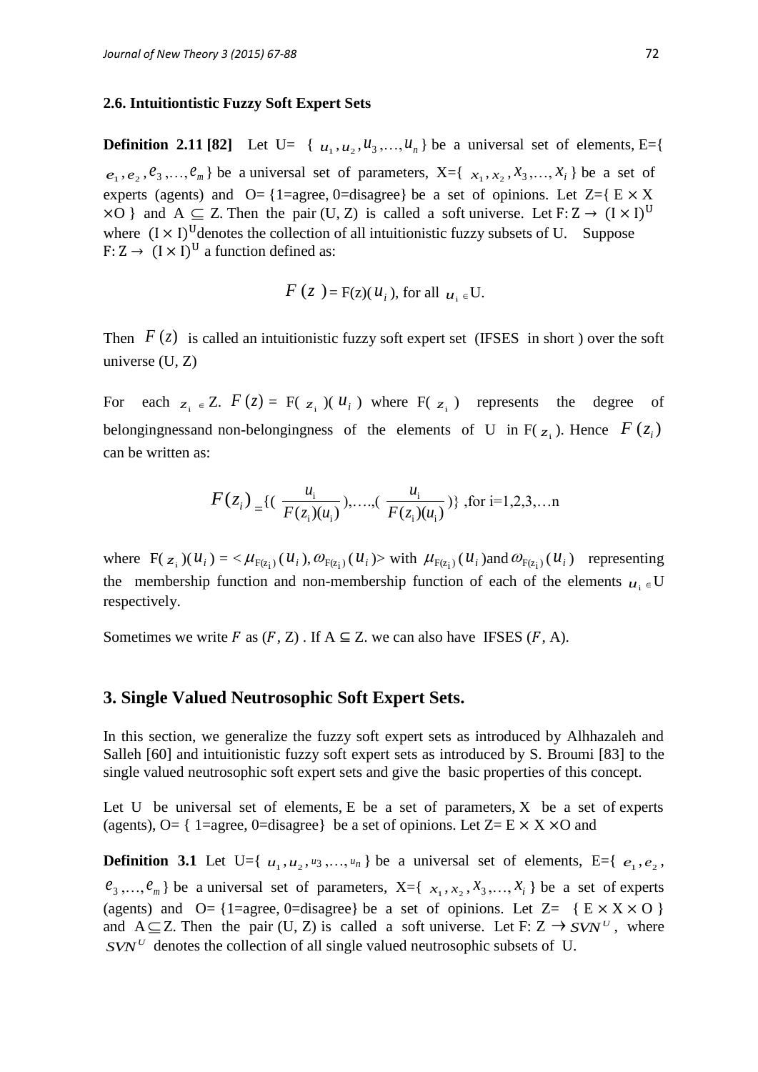### 2.6. Intuitiontistic Fuzzy Soft Expert Sets

**Definition 2.11 [82]** Let U= { $u_1, u_2, u_3, \ldots, u_n$ } be a universal set of elements, E={ $e_1, e_2, e_3, \ldots, e_m$ } be a universal set of parameters, X={ $x_1, x_2, x_3, \ldots, x_i$ } be a set of experts (agents) and O= {1=agree, 0=disagree} be a set of opinions. Let Z={ E $\times$ X $\times$O } and A $\subseteq$ Z. Then the pair (U, Z) is called a soft universe. Let F: Z $\rightarrow$ $(I \times I)^U$ where $(I \times I)^U$denotes the collection of all intuitionistic fuzzy subsets of U. Suppose F: Z $\rightarrow$ $(I \times I)^U$ a function defined as:

$$F(z) = F(z)(u_i), \text{ for all } u_i \in U.$$

Then $F(z)$ is called an intuitionistic fuzzy soft expert set (IFSES in short ) over the soft universe (U, Z)

For each $z_i \in$ Z. $F(z)$ = F( $z_i$ )( $u_i$ ) where F( $z_i$ ) represents the degree of belongingnessand non-belongingness of the elements of U in F( $z_i$ ). Hence $F(z_i)$ can be written as:

$$F(z_i) = \{ (\frac{u_i}{F(z_i)(u_i)}), \ldots, (\frac{u_i}{F(z_i)(u_i)}) \} \text{ ,for i=1,2,3,…n}$$

where F( $z_i$ )( $u_i$ ) = < $\mu_{F(z_i)}(u_i), \omega_{F(z_i)}(u_i)$> with $\mu_{F(z_i)}(u_i)$and $\omega_{F(z_i)}(u_i)$ representing the membership function and non-membership function of each of the elements $u_i \in$ U respectively.

Sometimes we write $F$ as ($F$, Z) . If A ⊆ Z. we can also have IFSES ($F$, A).

## 3. Single Valued Neutrosophic Soft Expert Sets.

In this section, we generalize the fuzzy soft expert sets as introduced by Alhhazaleh and Salleh [60] and intuitionistic fuzzy soft expert sets as introduced by S. Broumi [83] to the single valued neutrosophic soft expert sets and give the basic properties of this concept.

Let U be universal set of elements, E be a set of parameters, X be a set of experts (agents), O= { 1=agree, 0=disagree} be a set of opinions. Let Z= E $\times$ X $\times$O and

**Definition 3.1** Let U={ $u_1, u_2, u_3, \ldots, u_n$ } be a universal set of elements, E={ $e_1, e_2, e_3, \ldots, e_m$ } be a universal set of parameters, X={ $x_1, x_2, x_3, \ldots, x_i$ } be a set of experts (agents) and O= {1=agree, 0=disagree} be a set of opinions. Let Z= { E $\times$ X $\times$ O } and A$\subseteq$Z. Then the pair (U, Z) is called a soft universe. Let F: Z $\rightarrow SVN^U$, where $SVN^U$ denotes the collection of all single valued neutrosophic subsets of U.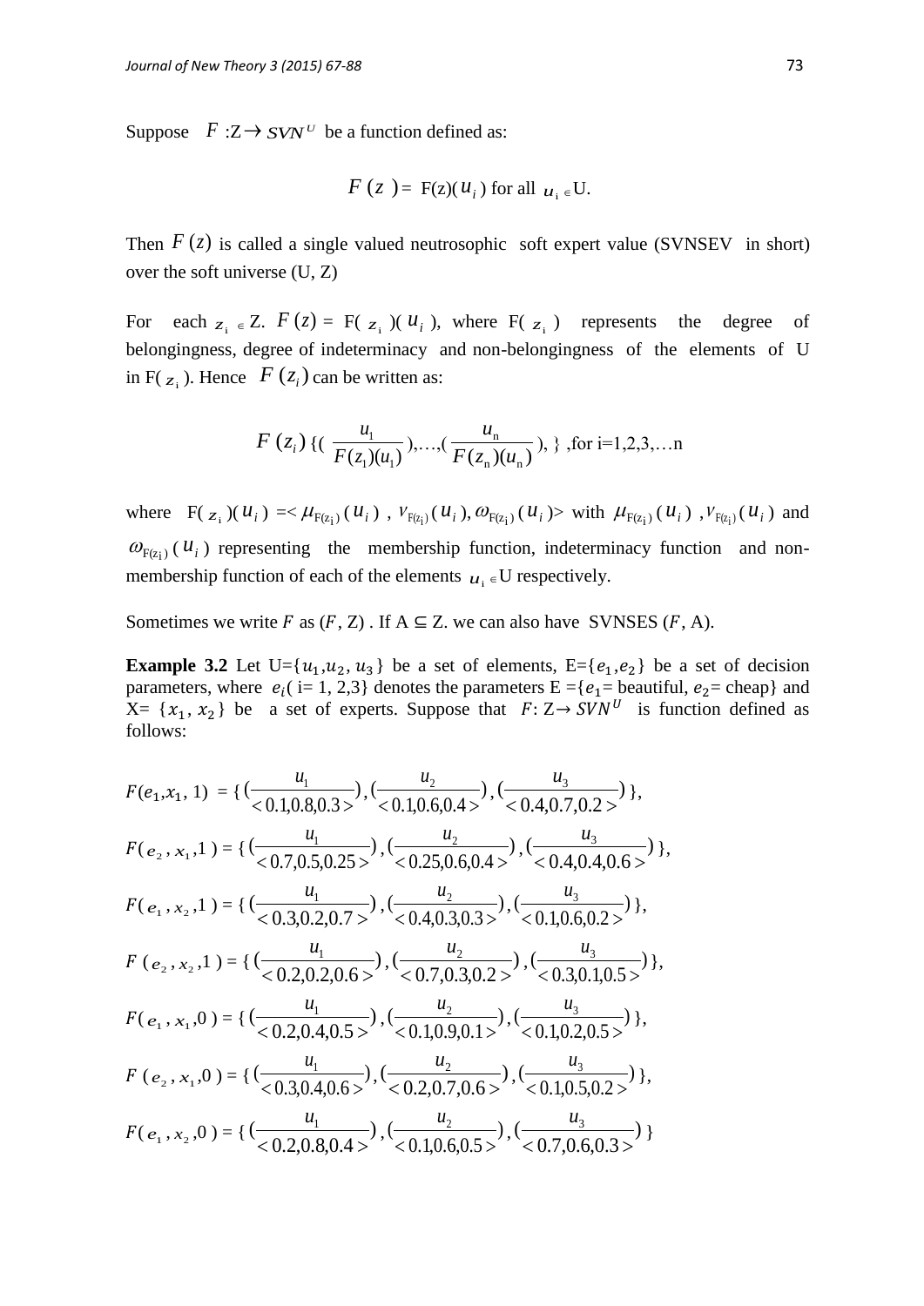Suppose $F$ :Z$\rightarrow SVN^U$ be a function defined as:

$$F(z) = \text{F(z)}(u_i) \text{ for all } u_i \in \text{U}.$$

Then $F(z)$ is called a single valued neutrosophic soft expert value (SVNSEV in short) over the soft universe (U, Z)

For each $z_i \in$ Z. $F(z)$ = F( $z_i$ )( $u_i$ ), where F( $z_i$ ) represents the degree of belongingness, degree of indeterminacy and non-belongingness of the elements of U in F( $z_i$ ). Hence $F(z_i)$ can be written as:

$$F(z_i)\ \{(\frac{u_1}{F(z_1)(u_1)}),\ldots,(\frac{u_n}{F(z_n)(u_n)}),\}\ \text{,for i=1,2,3,…n}$$

where F( $z_i$ )( $u_i$ ) =< $\mu_{F(z_i)}(u_i)$ , $\nu_{F(z_i)}(u_i)$, $\omega_{F(z_i)}(u_i)$> with $\mu_{F(z_i)}(u_i)$ ,$\nu_{F(z_i)}(u_i)$ and $\omega_{F(z_i)}(u_i)$ representing the membership function, indeterminacy function and non-membership function of each of the elements $u_i \in$U respectively.

Sometimes we write $F$ as ($F$, Z) . If A ⊆ Z. we can also have SVNSES ($F$, A).

**Example 3.2** Let U={$u_1$,$u_2$, $u_3$} be a set of elements, E={$e_1$,$e_2$} be a set of decision parameters, where $e_i$( i= 1, 2,3} denotes the parameters E ={$e_1$= beautiful, $e_2$= cheap} and X= {$x_1$, $x_2$} be a set of experts. Suppose that $F$: Z→ $SVN^U$ is function defined as follows:

$$F(e_1,x_1,1) = \{(\frac{u_1}{<0.1,0.8,0.3>}),(\frac{u_2}{<0.1,0.6,0.4>}),(\frac{u_3}{<0.4,0.7,0.2>})\},$$

$$F(e_2,x_1,1) = \{(\frac{u_1}{<0.7,0.5,0.25>}),(\frac{u_2}{<0.25,0.6,0.4>}),(\frac{u_3}{<0.4,0.4,0.6>})\},$$

$$F(e_1,x_2,1) = \{(\frac{u_1}{<0.3,0.2,0.7>}),(\frac{u_2}{<0.4,0.3,0.3>}),(\frac{u_3}{<0.1,0.6,0.2>})\},$$

$$F(e_2,x_2,1) = \{(\frac{u_1}{<0.2,0.2,0.6>}),(\frac{u_2}{<0.7,0.3,0.2>}),(\frac{u_3}{<0.3,0.1,0.5>})\},$$

$$F(e_1,x_1,0) = \{(\frac{u_1}{<0.2,0.4,0.5>}),(\frac{u_2}{<0.1,0.9,0.1>}),(\frac{u_3}{<0.1,0.2,0.5>})\},$$

$$F(e_2,x_1,0) = \{(\frac{u_1}{<0.3,0.4,0.6>}),(\frac{u_2}{<0.2,0.7,0.6>}),(\frac{u_3}{<0.1,0.5,0.2>})\},$$

$$F(e_1,x_2,0) = \{(\frac{u_1}{<0.2,0.8,0.4>}),(\frac{u_2}{<0.1,0.6,0.5>}),(\frac{u_3}{<0.7,0.6,0.3>})\}$$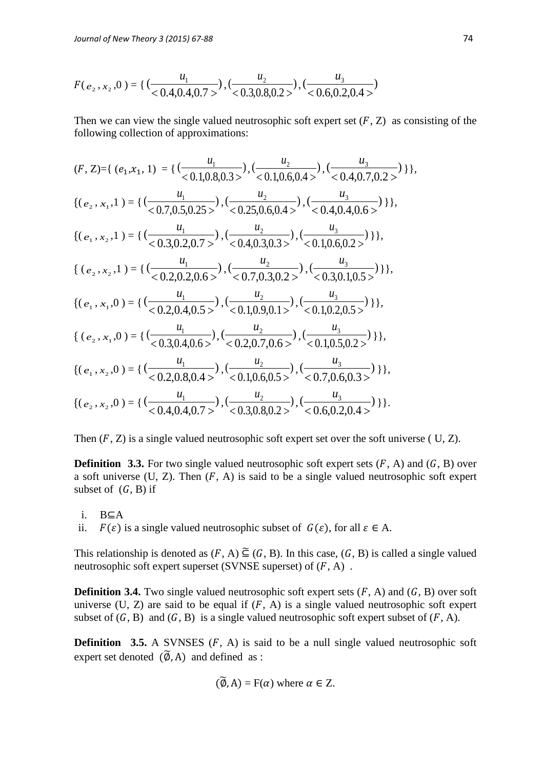$$F(e_2, x_2, 0) = \{ (\frac{u_1}{<0.4,0.4,0.7>}), (\frac{u_2}{<0.3,0.8,0.2>}), (\frac{u_3}{<0.6,0.2,0.4>})$$

Then we can view the single valued neutrosophic soft expert set $(F, Z)$ as consisting of the following collection of approximations:

$$(F, Z)=\{ (e_1,x_1, 1) = \{ (\frac{u_1}{<0.1,0.8,0.3>}), (\frac{u_2}{<0.1,0.6,0.4>}), (\frac{u_3}{<0.4,0.7,0.2>}) \}\},$$

$$\{(e_2, x_1, 1) = \{ (\frac{u_1}{<0.7,0.5,0.25>}), (\frac{u_2}{<0.25,0.6,0.4>}), (\frac{u_3}{<0.4,0.4,0.6>}) \}\},$$

$$\{(e_1, x_2, 1) = \{ (\frac{u_1}{<0.3,0.2,0.7>}), (\frac{u_2}{<0.4,0.3,0.3>}), (\frac{u_3}{<0.1,0.6,0.2>}) \}\},$$

$$\{ (e_2, x_2, 1) = \{ (\frac{u_1}{<0.2,0.2,0.6>}), (\frac{u_2}{<0.7,0.3,0.2>}), (\frac{u_3}{<0.3,0.1,0.5>}) \}\},$$

$$\{(e_1, x_1, 0) = \{ (\frac{u_1}{<0.2,0.4,0.5>}), (\frac{u_2}{<0.1,0.9,0.1>}), (\frac{u_3}{<0.1,0.2,0.5>}) \}\},$$

$$\{ (e_2, x_1, 0) = \{ (\frac{u_1}{<0.3,0.4,0.6>}), (\frac{u_2}{<0.2,0.7,0.6>}), (\frac{u_3}{<0.1,0.5,0.2>}) \}\},$$

$$\{(e_1, x_2, 0) = \{ (\frac{u_1}{<0.2,0.8,0.4>}), (\frac{u_2}{<0.1,0.6,0.5>}), (\frac{u_3}{<0.7,0.6,0.3>}) \}\},$$

$$\{(e_2, x_2, 0) = \{ (\frac{u_1}{<0.4,0.4,0.7>}), (\frac{u_2}{<0.3,0.8,0.2>}), (\frac{u_3}{<0.6,0.2,0.4>}) \}\}.$$

Then $(F, Z)$ is a single valued neutrosophic soft expert set over the soft universe $(U, Z)$.

**Definition 3.3.** For two single valued neutrosophic soft expert sets $(F, A)$ and $(G, B)$ over a soft universe $(U, Z)$. Then $(F, A)$ is said to be a single valued neutrosophic soft expert subset of $(G, B)$ if

i. $B \subseteq A$

ii. $F(\varepsilon)$ is a single valued neutrosophic subset of $G(\varepsilon)$, for all $\varepsilon \in A$.

This relationship is denoted as $(F, A) \,\tilde{\subseteq}\, (G, B)$. In this case, $(G, B)$ is called a single valued neutrosophic soft expert superset (SVNSE superset) of $(F, A)$ .

**Definition 3.4.** Two single valued neutrosophic soft expert sets $(F, A)$ and $(G, B)$ over soft universe $(U, Z)$ are said to be equal if $(F, A)$ is a single valued neutrosophic soft expert subset of $(G, B)$ and $(G, B)$ is a single valued neutrosophic soft expert subset of $(F, A)$.

**Definition 3.5.** A SVNSES $(F, A)$ is said to be a null single valued neutrosophic soft expert set denoted $(\tilde{\emptyset}, A)$ and defined as :

$$(\tilde{\emptyset}, A) = F(\alpha) \text{ where } \alpha \in Z.$$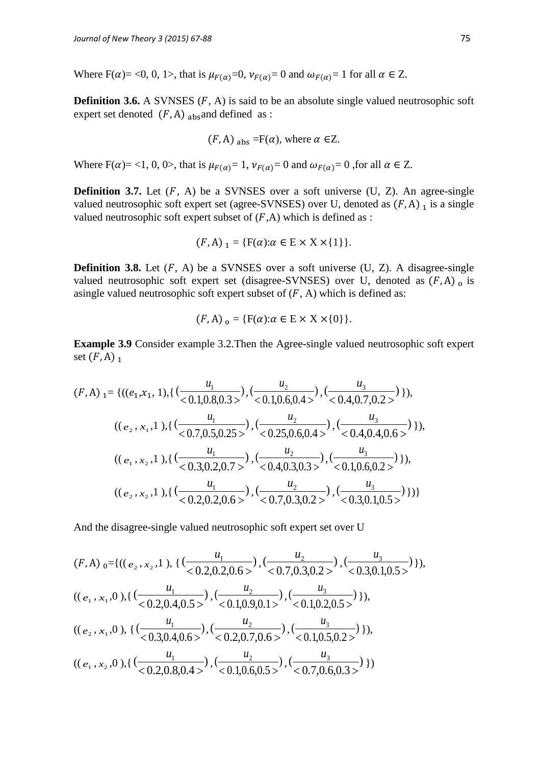Where F($\alpha$)= <0, 0, 1>, that is $\mu_{F(\alpha)}$=0, $\nu_{F(\alpha)}$= 0 and $\omega_{F(\alpha)}$= 1 for all $\alpha \in$ Z.

**Definition 3.6.** A SVNSES ($F$, A) is said to be an absolute single valued neutrosophic soft expert set denoted $(F, \mathrm{A})_{\mathrm{abs}}$ and defined as :

$$(F, \mathrm{A})_{\mathrm{abs}} = \mathrm{F}(\alpha), \text{ where } \alpha \in \mathrm{Z}.$$

Where F($\alpha$)= <1, 0, 0>, that is $\mu_{F(\alpha)}$= 1, $\nu_{F(\alpha)}$= 0 and $\omega_{F(\alpha)}$= 0 ,for all $\alpha \in$ Z.

**Definition 3.7.** Let ($F$, A) be a SVNSES over a soft universe (U, Z). An agree-single valued neutrosophic soft expert set (agree-SVNSES) over U, denoted as $(F, \mathrm{A})_1$ is a single valued neutrosophic soft expert subset of ($F$,A) which is defined as :

$$(F, \mathrm{A})_1 = \{\mathrm{F}(\alpha):\alpha \in \mathrm{E} \times \mathrm{X} \times \{1\}\}.$$

**Definition 3.8.** Let ($F$, A) be a SVNSES over a soft universe (U, Z). A disagree-single valued neutrosophic soft expert set (disagree-SVNSES) over U, denoted as $(F, \mathrm{A})_0$ is asingle valued neutrosophic soft expert subset of ($F$, A) which is defined as:

$$(F, \mathrm{A})_0 = \{\mathrm{F}(\alpha):\alpha \in \mathrm{E} \times \mathrm{X} \times \{0\}\}.$$

**Example 3.9** Consider example 3.2.Then the Agree-single valued neutrosophic soft expert set $(F, \mathrm{A})_1$

$$\begin{aligned}
(F, \mathrm{A})_1 = \{&((e_1, x_1, 1), \{(\tfrac{u_1}{<0.1,0.8,0.3>}), (\tfrac{u_2}{<0.1,0.6,0.4>}), (\tfrac{u_3}{<0.4,0.7,0.2>})\}), \\
&((e_2, x_1, 1), \{(\tfrac{u_1}{<0.7,0.5,0.25>}), (\tfrac{u_2}{<0.25,0.6,0.4>}), (\tfrac{u_3}{<0.4,0.4,0.6>})\}), \\
&((e_1, x_2, 1), \{(\tfrac{u_1}{<0.3,0.2,0.7>}), (\tfrac{u_2}{<0.4,0.3,0.3>}), (\tfrac{u_3}{<0.1,0.6,0.2>})\}), \\
&((e_2, x_2, 1), \{(\tfrac{u_1}{<0.2,0.2,0.6>}), (\tfrac{u_2}{<0.7,0.3,0.2>}), (\tfrac{u_3}{<0.3,0.1,0.5>})\})\}
\end{aligned}$$

And the disagree-single valued neutrosophic soft expert set over U

$$\begin{aligned}
&(F, \mathrm{A})_0 = \{((e_2, x_2, 1), \{(\tfrac{u_1}{<0.2,0.2,0.6>}), (\tfrac{u_2}{<0.7,0.3,0.2>}), (\tfrac{u_3}{<0.3,0.1,0.5>})\}), \\
&((e_1, x_1, 0), \{(\tfrac{u_1}{<0.2,0.4,0.5>}), (\tfrac{u_2}{<0.1,0.9,0.1>}), (\tfrac{u_3}{<0.1,0.2,0.5>})\}), \\
&((e_2, x_1, 0), \{(\tfrac{u_1}{<0.3,0.4,0.6>}), (\tfrac{u_2}{<0.2,0.7,0.6>}), (\tfrac{u_3}{<0.1,0.5,0.2>})\}), \\
&((e_1, x_2, 0), \{(\tfrac{u_1}{<0.2,0.8,0.4>}), (\tfrac{u_2}{<0.1,0.6,0.5>}), (\tfrac{u_3}{<0.7,0.6,0.3>})\})
\end{aligned}$$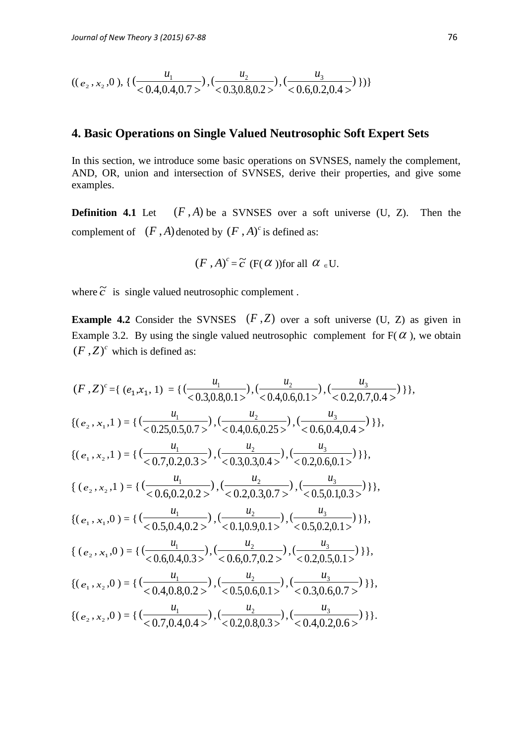$$((e_2, x_2, 0), \{(\frac{u_1}{<0.4,0.4,0.7>}), (\frac{u_2}{<0.3,0.8,0.2>}), (\frac{u_3}{<0.6,0.2,0.4>})\})\}$$

## 4. Basic Operations on Single Valued Neutrosophic Soft Expert Sets

In this section, we introduce some basic operations on SVNSES, namely the complement, AND, OR, union and intersection of SVNSES, derive their properties, and give some examples.

**Definition 4.1** Let $(F, A)$ be a SVNSES over a soft universe (U, Z). Then the complement of $(F, A)$ denoted by $(F, A)^c$ is defined as:

$$(F, A)^c = \tilde{c}\ (F(\alpha))\text{for all } \alpha \in U.$$

where $\tilde{c}$ is single valued neutrosophic complement .

**Example 4.2** Consider the SVNSES $(F, Z)$ over a soft universe (U, Z) as given in Example 3.2. By using the single valued neutrosophic complement for F($\alpha$), we obtain $(F, Z)^c$ which is defined as:

$$(F, Z)^c = \{ (e_1, x_1, 1) = \{(\frac{u_1}{<0.3,0.8,0.1>}), (\frac{u_2}{<0.4,0.6,0.1>}), (\frac{u_3}{<0.2,0.7,0.4>})\}\},$$

$$\{(e_2, x_1, 1) = \{(\frac{u_1}{<0.25,0.5,0.7>}), (\frac{u_2}{<0.4,0.6,0.25>}), (\frac{u_3}{<0.6,0.4,0.4>})\}\},$$

$$\{(e_1, x_2, 1) = \{(\frac{u_1}{<0.7,0.2,0.3>}), (\frac{u_2}{<0.3,0.3,0.4>}), (\frac{u_3}{<0.2,0.6,0.1>})\}\},$$

$$\{(e_2, x_2, 1) = \{(\frac{u_1}{<0.6,0.2,0.2>}), (\frac{u_2}{<0.2,0.3,0.7>}), (\frac{u_3}{<0.5,0.1,0.3>})\}\},$$

$$\{(e_1, x_1, 0) = \{(\frac{u_1}{<0.5,0.4,0.2>}), (\frac{u_2}{<0.1,0.9,0.1>}), (\frac{u_3}{<0.5,0.2,0.1>})\}\},$$

$$\{(e_2, x_1, 0) = \{(\frac{u_1}{<0.6,0.4,0.3>}), (\frac{u_2}{<0.6,0.7,0.2>}), (\frac{u_3}{<0.2,0.5,0.1>})\}\},$$

$$\{(e_1, x_2, 0) = \{(\frac{u_1}{<0.4,0.8,0.2>}), (\frac{u_2}{<0.5,0.6,0.1>}), (\frac{u_3}{<0.3,0.6,0.7>})\}\},$$

$$\{(e_2, x_2, 0) = \{(\frac{u_1}{<0.7,0.4,0.4>}), (\frac{u_2}{<0.2,0.8,0.3>}), (\frac{u_3}{<0.4,0.2,0.6>})\}\}.$$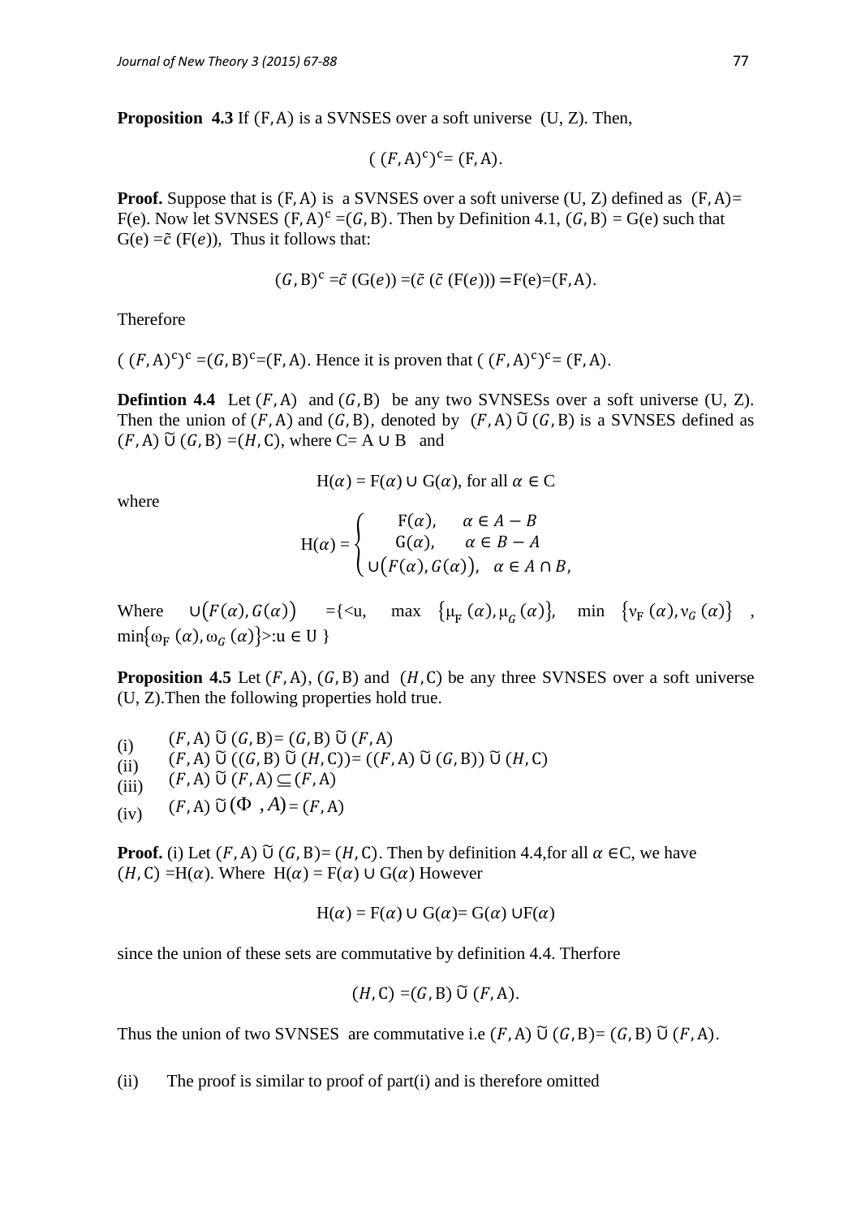**Proposition 4.3** If $(F, A)$ is a SVNSES over a soft universe $(U, Z)$. Then,

$$((F, A)^c)^c = (F, A).$$

**Proof.** Suppose that is $(F, A)$ is a SVNSES over a soft universe $(U, Z)$ defined as $(F, A) = F(e)$. Now let SVNSES $(F, A)^c = (G, B)$. Then by Definition 4.1, $(G, B) = G(e)$ such that $G(e) = \tilde{c}\,(F(e))$, Thus it follows that:

$$(G, B)^c = \tilde{c}\,(G(e)) = (\tilde{c}\,(\tilde{c}\,(F(e))) = F(e) = (F, A).$$

Therefore

$((F, A)^c)^c = (G, B)^c = (F, A)$. Hence it is proven that $((F, A)^c)^c = (F, A)$.

**Defintion 4.4** Let $(F, A)$ and $(G, B)$ be any two SVNSESs over a soft universe $(U, Z)$. Then the union of $(F, A)$ and $(G, B)$, denoted by $(F, A)\,\tilde{\cup}\,(G, B)$ is a SVNSES defined as $(F, A)\,\tilde{\cup}\,(G, B) = (H, C)$, where $C = A \cup B$ and

$$H(\alpha) = F(\alpha) \cup G(\alpha), \text{ for all } \alpha \in C$$

where

$$H(\alpha) = \begin{cases} F(\alpha), & \alpha \in A - B \\ G(\alpha), & \alpha \in B - A \\ \cup\big(F(\alpha), G(\alpha)\big), & \alpha \in A \cap B, \end{cases}$$

Where $\cup\big(F(\alpha), G(\alpha)\big) = \{<u, \max\{\mu_F(\alpha), \mu_G(\alpha)\}, \min\{\nu_F(\alpha), \nu_G(\alpha)\}, \min\{\omega_F(\alpha), \omega_G(\alpha)\}>: u \in U\}$

**Proposition 4.5** Let $(F, A)$, $(G, B)$ and $(H, C)$ be any three SVNSES over a soft universe $(U, Z)$. Then the following properties hold true.

(i) $(F, A)\,\tilde{\cup}\,(G, B) = (G, B)\,\tilde{\cup}\,(F, A)$

(ii) $(F, A)\,\tilde{\cup}\,((G, B)\,\tilde{\cup}\,(H, C)) = ((F, A)\,\tilde{\cup}\,(G, B))\,\tilde{\cup}\,(H, C)$

(iii) $(F, A)\,\tilde{\cup}\,(F, A) \subseteq (F, A)$

(iv) $(F, A)\,\tilde{\cup}\,(\Phi, A) = (F, A)$

**Proof.** (i) Let $(F, A)\,\tilde{\cup}\,(G, B) = (H, C)$. Then by definition 4.4, for all $\alpha \in C$, we have $(H, C) = H(\alpha)$. Where $H(\alpha) = F(\alpha) \cup G(\alpha)$ However

$$H(\alpha) = F(\alpha) \cup G(\alpha) = G(\alpha) \cup F(\alpha)$$

since the union of these sets are commutative by definition 4.4. Therfore

$$(H, C) = (G, B)\,\tilde{\cup}\,(F, A).$$

Thus the union of two SVNSES are commutative i.e $(F, A)\,\tilde{\cup}\,(G, B) = (G, B)\,\tilde{\cup}\,(F, A)$.

(ii) The proof is similar to proof of part(i) and is therefore omitted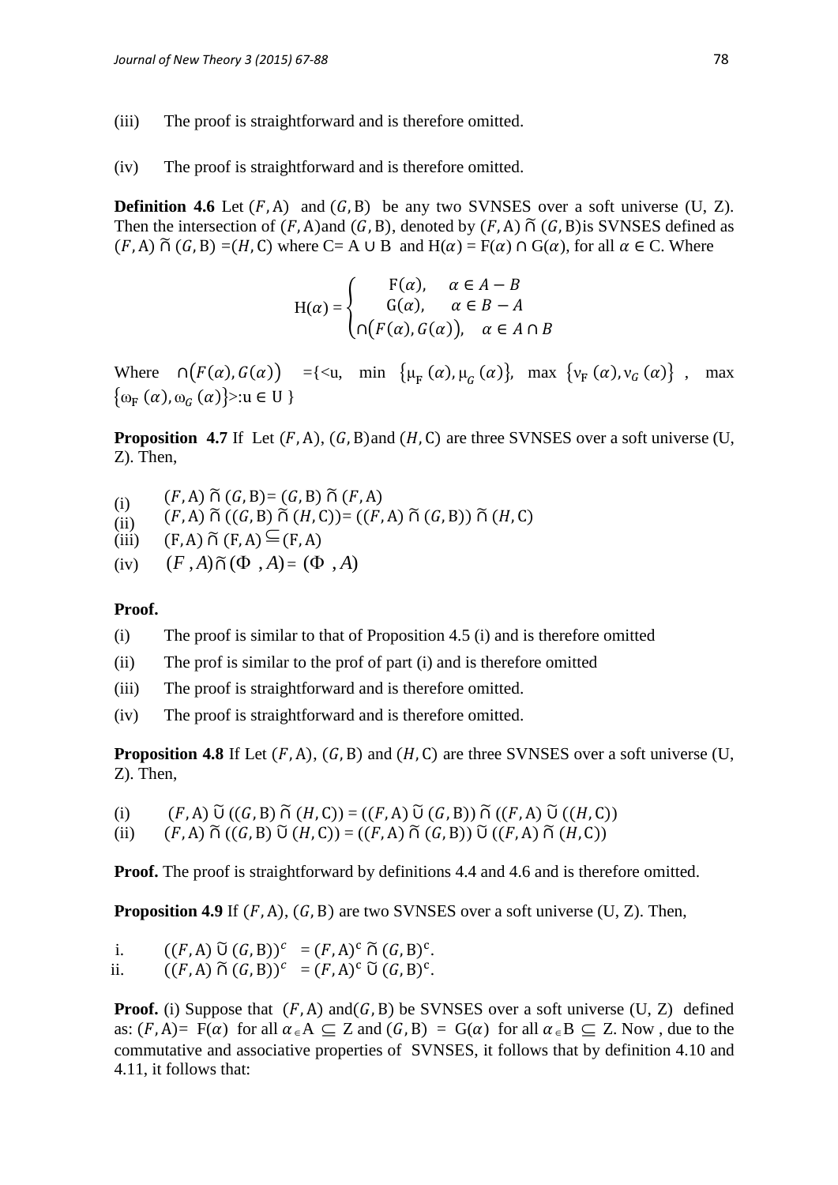(iii) The proof is straightforward and is therefore omitted.

(iv) The proof is straightforward and is therefore omitted.

**Definition 4.6** Let $(F, \mathrm{A})$ and $(G, \mathrm{B})$ be any two SVNSES over a soft universe (U, Z). Then the intersection of $(F, \mathrm{A})$and $(G, \mathrm{B})$, denoted by $(F, \mathrm{A}) \tilde{\cap} (G, \mathrm{B})$is SVNSES defined as $(F, \mathrm{A}) \tilde{\cap} (G, \mathrm{B}) = (H, \mathrm{C})$ where C= A ∪ B and $\mathrm{H}(\alpha) = \mathrm{F}(\alpha) \cap \mathrm{G}(\alpha)$, for all $\alpha \in \mathrm{C}$. Where

$$\mathrm{H}(\alpha) = \begin{cases} \mathrm{F}(\alpha), & \alpha \in A - B \\ \mathrm{G}(\alpha), & \alpha \in B - A \\ \cap\big(F(\alpha), G(\alpha)\big), & \alpha \in A \cap B \end{cases}$$

Where $\cap\big(F(\alpha), G(\alpha)\big)$ $=\{<u, \min\{\mu_{\mathrm{F}}(\alpha), \mu_{G}(\alpha)\}, \max\{\nu_{\mathrm{F}}(\alpha), \nu_{G}(\alpha)\}, \max\{\omega_{\mathrm{F}}(\alpha), \omega_{G}(\alpha)\}>: u \in \mathrm{U}\}$

**Proposition 4.7** If Let $(F, \mathrm{A})$, $(G, \mathrm{B})$and $(H, \mathrm{C})$ are three SVNSES over a soft universe (U, Z). Then,

(i) $(F, \mathrm{A}) \tilde{\cap} (G, \mathrm{B}) = (G, \mathrm{B}) \tilde{\cap} (F, \mathrm{A})$
(ii) $(F, \mathrm{A}) \tilde{\cap} ((G, \mathrm{B}) \tilde{\cap} (H, \mathrm{C})) = ((F, \mathrm{A}) \tilde{\cap} (G, \mathrm{B})) \tilde{\cap} (H, \mathrm{C})$
(iii) $(\mathrm{F}, \mathrm{A}) \tilde{\cap} (\mathrm{F}, \mathrm{A}) \subseteq (\mathrm{F}, \mathrm{A})$
(iv) $(F, A) \tilde{\cap} (\Phi, A) = (\Phi, A)$

**Proof.**

(i) The proof is similar to that of Proposition 4.5 (i) and is therefore omitted

(ii) The prof is similar to the prof of part (i) and is therefore omitted

(iii) The proof is straightforward and is therefore omitted.

(iv) The proof is straightforward and is therefore omitted.

**Proposition 4.8** If Let $(F, \mathrm{A})$, $(G, \mathrm{B})$ and $(H, \mathrm{C})$ are three SVNSES over a soft universe (U, Z). Then,

(i) $(F, \mathrm{A}) \tilde{\cup} ((G, \mathrm{B}) \tilde{\cap} (H, \mathrm{C})) = ((F, \mathrm{A}) \tilde{\cup} (G, \mathrm{B})) \tilde{\cap} ((F, \mathrm{A}) \tilde{\cup} ((H, \mathrm{C}))$
(ii) $(F, \mathrm{A}) \tilde{\cap} ((G, \mathrm{B}) \tilde{\cup} (H, \mathrm{C})) = ((F, \mathrm{A}) \tilde{\cap} (G, \mathrm{B})) \tilde{\cup} ((F, \mathrm{A}) \tilde{\cap} (H, \mathrm{C}))$

**Proof.** The proof is straightforward by definitions 4.4 and 4.6 and is therefore omitted.

**Proposition 4.9** If $(F, \mathrm{A})$, $(G, \mathrm{B})$ are two SVNSES over a soft universe (U, Z). Then,

i. $((F, \mathrm{A}) \tilde{\cup} (G, \mathrm{B}))^{c} = (F, \mathrm{A})^{c} \tilde{\cap} (G, \mathrm{B})^{c}$.
ii. $((F, \mathrm{A}) \tilde{\cap} (G, \mathrm{B}))^{c} = (F, \mathrm{A})^{c} \tilde{\cup} (G, \mathrm{B})^{c}$.

**Proof.** (i) Suppose that $(F, \mathrm{A})$ and$(G, \mathrm{B})$ be SVNSES over a soft universe (U, Z) defined as: $(F, \mathrm{A}) = \mathrm{F}(\alpha)$ for all $\alpha \in \mathrm{A} \subseteq \mathrm{Z}$ and $(G, \mathrm{B}) = \mathrm{G}(\alpha)$ for all $\alpha \in \mathrm{B} \subseteq \mathrm{Z}$. Now , due to the commutative and associative properties of SVNSES, it follows that by definition 4.10 and 4.11, it follows that: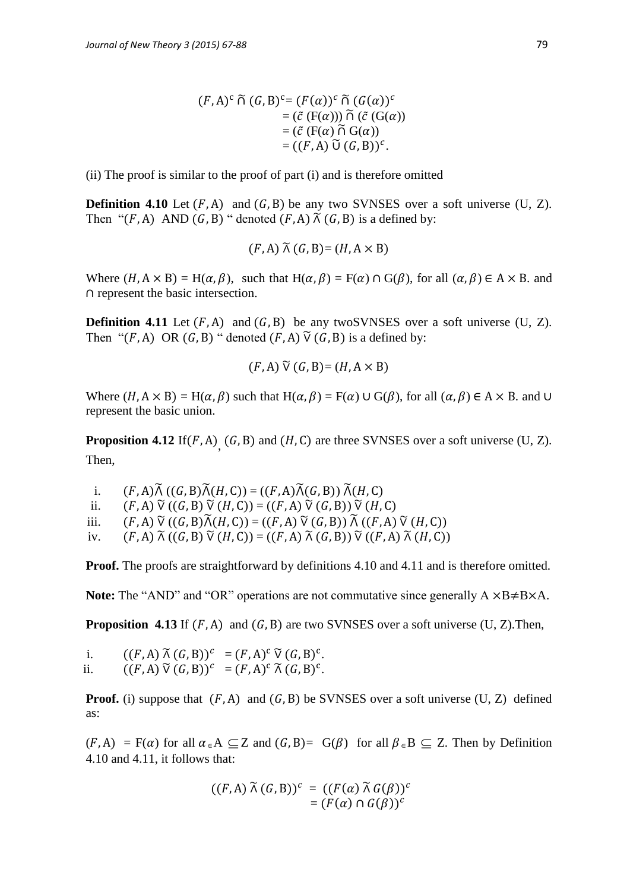$$
\begin{aligned}
(F, \mathrm{A})^c \,\tilde{\cap}\, (G, \mathrm{B})^c &= (F(\alpha))^c \,\tilde{\cap}\, (G(\alpha))^c \\
&= (\tilde{c}\,(\mathrm{F}(\alpha))) \,\tilde{\cap}\, (\tilde{c}\,(\mathrm{G}(\alpha)) \\
&= (\tilde{c}\,(\mathrm{F}(\alpha) \,\tilde{\cap}\, \mathrm{G}(\alpha)) \\
&= ((F, \mathrm{A}) \,\tilde{\cup}\, (G, \mathrm{B}))^c.
\end{aligned}
$$

(ii) The proof is similar to the proof of part (i) and is therefore omitted

**Definition 4.10** Let $(F, \mathrm{A})$ and $(G, \mathrm{B})$ be any two SVNSES over a soft universe (U, Z). Then "$(F, \mathrm{A})$ AND $(G, \mathrm{B})$ " denoted $(F, \mathrm{A}) \,\tilde{\wedge}\, (G, \mathrm{B})$ is a defined by:

$$(F, \mathrm{A}) \,\tilde{\wedge}\, (G, \mathrm{B}) = (H, \mathrm{A} \times \mathrm{B})$$

Where $(H, \mathrm{A} \times \mathrm{B}) = \mathrm{H}(\alpha, \beta)$, such that $\mathrm{H}(\alpha, \beta) = \mathrm{F}(\alpha) \cap \mathrm{G}(\beta)$, for all $(\alpha, \beta) \in \mathrm{A} \times \mathrm{B}$. and $\cap$ represent the basic intersection.

**Definition 4.11** Let $(F, \mathrm{A})$ and $(G, \mathrm{B})$ be any twoSVNSES over a soft universe (U, Z). Then "$(F, \mathrm{A})$ OR $(G, \mathrm{B})$ " denoted $(F, \mathrm{A}) \,\tilde{\vee}\, (G, \mathrm{B})$ is a defined by:

$$(F, \mathrm{A}) \,\tilde{\vee}\, (G, \mathrm{B}) = (H, \mathrm{A} \times \mathrm{B})$$

Where $(H, \mathrm{A} \times \mathrm{B}) = \mathrm{H}(\alpha, \beta)$ such that $\mathrm{H}(\alpha, \beta) = \mathrm{F}(\alpha) \cup \mathrm{G}(\beta)$, for all $(\alpha, \beta) \in \mathrm{A} \times \mathrm{B}$. and $\cup$ represent the basic union.

**Proposition 4.12** If $(F, \mathrm{A})$, $(G, \mathrm{B})$ and $(H, \mathrm{C})$ are three SVNSES over a soft universe (U, Z). Then,

i. $(F, \mathrm{A}) \tilde{\wedge} ((G, \mathrm{B}) \tilde{\wedge} (H, \mathrm{C})) = ((F, \mathrm{A}) \tilde{\wedge} (G, \mathrm{B})) \,\tilde{\wedge} (H, \mathrm{C})$
ii. $(F, \mathrm{A}) \,\tilde{\vee}\, ((G, \mathrm{B}) \,\tilde{\vee}\, (H, \mathrm{C})) = ((F, \mathrm{A}) \,\tilde{\vee}\, (G, \mathrm{B})) \,\tilde{\vee}\, (H, \mathrm{C})$
iii. $(F, \mathrm{A}) \,\tilde{\vee}\, ((G, \mathrm{B}) \tilde{\wedge} (H, \mathrm{C})) = ((F, \mathrm{A}) \,\tilde{\vee}\, (G, \mathrm{B})) \,\tilde{\wedge}\, ((F, \mathrm{A}) \,\tilde{\vee}\, (H, \mathrm{C}))$
iv. $(F, \mathrm{A}) \,\tilde{\wedge}\, ((G, \mathrm{B}) \,\tilde{\vee}\, (H, \mathrm{C})) = ((F, \mathrm{A}) \,\tilde{\wedge}\, (G, \mathrm{B})) \,\tilde{\vee}\, ((F, \mathrm{A}) \,\tilde{\wedge}\, (H, \mathrm{C}))$

**Proof.** The proofs are straightforward by definitions 4.10 and 4.11 and is therefore omitted.

**Note:** The "AND" and "OR" operations are not commutative since generally $\mathrm{A} \times \mathrm{B} \neq \mathrm{B} \times \mathrm{A}$.

**Proposition 4.13** If $(F, \mathrm{A})$ and $(G, \mathrm{B})$ are two SVNSES over a soft universe (U, Z).Then,

i. $((F, \mathrm{A}) \,\tilde{\wedge}\, (G, \mathrm{B}))^c = (F, \mathrm{A})^c \,\tilde{\vee}\, (G, \mathrm{B})^c$.
ii. $((F, \mathrm{A}) \,\tilde{\vee}\, (G, \mathrm{B}))^c = (F, \mathrm{A})^c \,\tilde{\wedge}\, (G, \mathrm{B})^c$.

**Proof.** (i) suppose that $(F, \mathrm{A})$ and $(G, \mathrm{B})$ be SVNSES over a soft universe (U, Z) defined as:

$(F, \mathrm{A}) = \mathrm{F}(\alpha)$ for all $\alpha \in \mathrm{A} \subseteq \mathrm{Z}$ and $(G, \mathrm{B}) = \mathrm{G}(\beta)$ for all $\beta \in \mathrm{B} \subseteq \mathrm{Z}$. Then by Definition 4.10 and 4.11, it follows that:

$$
\begin{aligned}
((F, \mathrm{A}) \,\tilde{\wedge}\, (G, \mathrm{B}))^c &= ((F(\alpha) \,\tilde{\wedge}\, G(\beta))^c \\
&= (F(\alpha) \cap G(\beta))^c
\end{aligned}
$$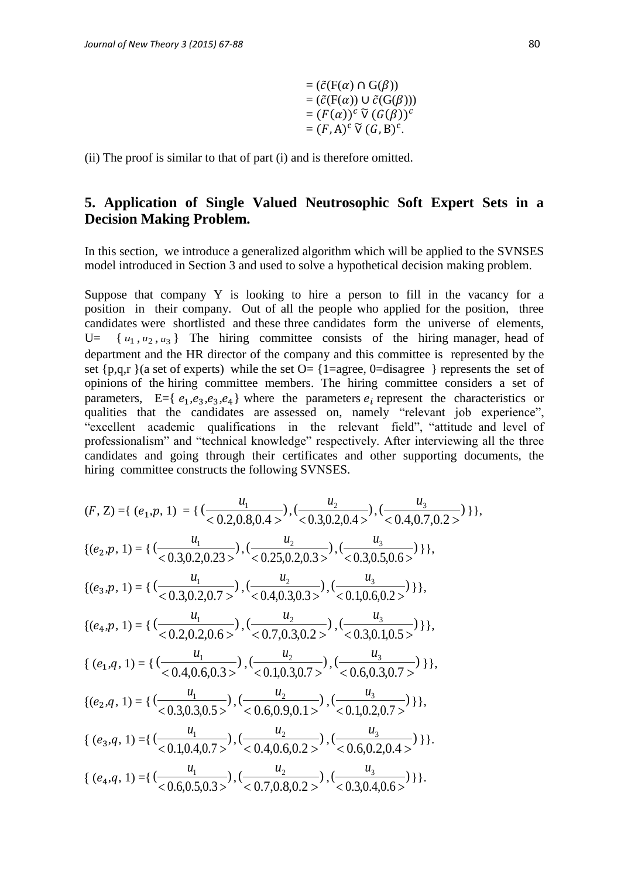$$= (\tilde{c}(\mathrm{F}(\alpha) \cap \mathrm{G}(\beta))$$
$$= (\tilde{c}(\mathrm{F}(\alpha)) \cup \tilde{c}(\mathrm{G}(\beta)))$$
$$= (F(\alpha))^c \,\widetilde{\vee}\, (G(\beta))^c$$
$$= (F, \mathrm{A})^c \,\widetilde{\vee}\, (G, \mathrm{B})^c.$$

(ii) The proof is similar to that of part (i) and is therefore omitted.

## 5. Application of Single Valued Neutrosophic Soft Expert Sets in a Decision Making Problem.

In this section, we introduce a generalized algorithm which will be applied to the SVNSES model introduced in Section 3 and used to solve a hypothetical decision making problem.

Suppose that company Y is looking to hire a person to fill in the vacancy for a position in their company. Out of all the people who applied for the position, three candidates were shortlisted and these three candidates form the universe of elements, U= $\{u_1, u_2, u_3\}$ The hiring committee consists of the hiring manager, head of department and the HR director of the company and this committee is represented by the set {p,q,r }(a set of experts) while the set O= {1=agree, 0=disagree } represents the set of opinions of the hiring committee members. The hiring committee considers a set of parameters, E={ $e_1$,$e_3$,$e_3$,$e_4$} where the parameters $e_i$ represent the characteristics or qualities that the candidates are assessed on, namely "relevant job experience", "excellent academic qualifications in the relevant field", "attitude and level of professionalism" and "technical knowledge" respectively. After interviewing all the three candidates and going through their certificates and other supporting documents, the hiring committee constructs the following SVNSES.

$$(F, \mathrm{Z}) = \{ (e_1, p, 1) = \{ (\frac{u_1}{<0.2,0.8,0.4>}), (\frac{u_2}{<0.3,0.2,0.4>}), (\frac{u_3}{<0.4,0.7,0.2>}) \}\},$$

$$\{(e_2, p, 1) = \{ (\frac{u_1}{<0.3,0.2,0.23>}), (\frac{u_2}{<0.25,0.2,0.3>}), (\frac{u_3}{<0.3,0.5,0.6>}) \}\},$$

$$\{(e_3, p, 1) = \{ (\frac{u_1}{<0.3,0.2,0.7>}), (\frac{u_2}{<0.4,0.3,0.3>}), (\frac{u_3}{<0.1,0.6,0.2>}) \}\},$$

$$\{(e_4, p, 1) = \{ (\frac{u_1}{<0.2,0.2,0.6>}), (\frac{u_2}{<0.7,0.3,0.2>}), (\frac{u_3}{<0.3,0.1,0.5>}) \}\},$$

$$\{ (e_1, q, 1) = \{ (\frac{u_1}{<0.4,0.6,0.3>}), (\frac{u_2}{<0.1,0.3,0.7>}), (\frac{u_3}{<0.6,0.3,0.7>}) \}\},$$

$$\{(e_2, q, 1) = \{ (\frac{u_1}{<0.3,0.3,0.5>}), (\frac{u_2}{<0.6,0.9,0.1>}), (\frac{u_3}{<0.1,0.2,0.7>}) \}\},$$

$$\{ (e_3, q, 1) = \{ (\frac{u_1}{<0.1,0.4,0.7>}), (\frac{u_2}{<0.4,0.6,0.2>}), (\frac{u_3}{<0.6,0.2,0.4>}) \}\}.$$

$$\{ (e_4, q, 1) = \{ (\frac{u_1}{<0.6,0.5,0.3>}), (\frac{u_2}{<0.7,0.8,0.2>}), (\frac{u_3}{<0.3,0.4,0.6>}) \}\}.$$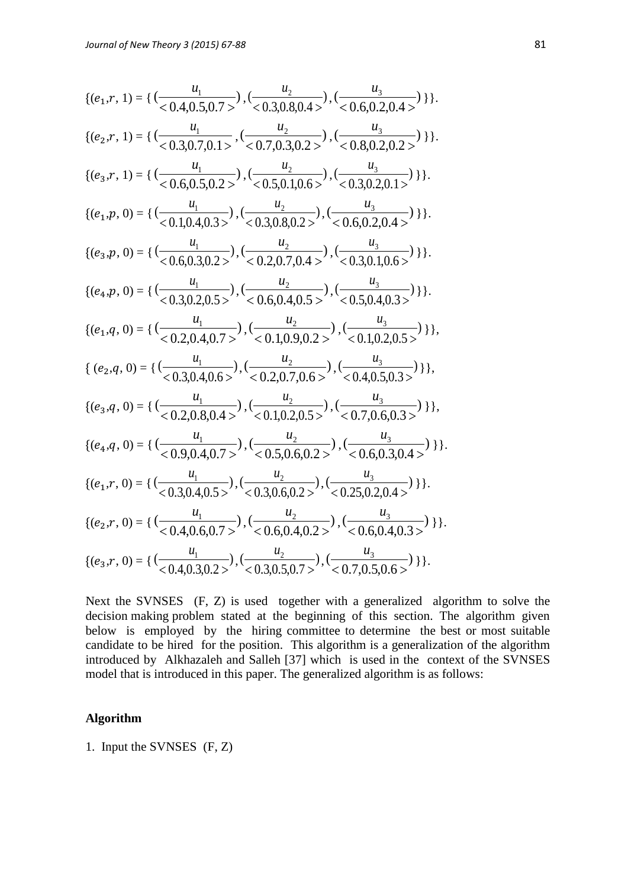$$\{(e_1, r, 1) = \{ (\frac{u_1}{<0.4,0.5,0.7>}), (\frac{u_2}{<0.3,0.8,0.4>}), (\frac{u_3}{<0.6,0.2,0.4>}) \}\}.$$

$$\{(e_2, r, 1) = \{ (\frac{u_1}{<0.3,0.7,0.1>}, (\frac{u_2}{<0.7,0.3,0.2>}), (\frac{u_3}{<0.8,0.2,0.2>}) \}\}.$$

$$\{(e_3, r, 1) = \{ (\frac{u_1}{<0.6,0.5,0.2>}), (\frac{u_2}{<0.5,0.1,0.6>}), (\frac{u_3}{<0.3,0.2,0.1>}) \}\}.$$

$$\{(e_1, p, 0) = \{ (\frac{u_1}{<0.1,0.4,0.3>}), (\frac{u_2}{<0.3,0.8,0.2>}), (\frac{u_3}{<0.6,0.2,0.4>}) \}\}.$$

$$\{(e_3, p, 0) = \{ (\frac{u_1}{<0.6,0.3,0.2>}), (\frac{u_2}{<0.2,0.7,0.4>}), (\frac{u_3}{<0.3,0.1,0.6>}) \}\}.$$

$$\{(e_4, p, 0) = \{ (\frac{u_1}{<0.3,0.2,0.5>}), (\frac{u_2}{<0.6,0.4,0.5>}), (\frac{u_3}{<0.5,0.4,0.3>}) \}\}.$$

$$\{(e_1, q, 0) = \{ (\frac{u_1}{<0.2,0.4,0.7>}), (\frac{u_2}{<0.1,0.9,0.2>}), (\frac{u_3}{<0.1,0.2,0.5>}) \}\},$$

$$\{ (e_2, q, 0) = \{ (\frac{u_1}{<0.3,0.4,0.6>}), (\frac{u_2}{<0.2,0.7,0.6>}), (\frac{u_3}{<0.4,0.5,0.3>}) \}\},$$

$$\{(e_3, q, 0) = \{ (\frac{u_1}{<0.2,0.8,0.4>}), (\frac{u_2}{<0.1,0.2,0.5>}), (\frac{u_3}{<0.7,0.6,0.3>}) \}\},$$

$$\{(e_4, q, 0) = \{ (\frac{u_1}{<0.9,0.4,0.7>}), (\frac{u_2}{<0.5,0.6,0.2>}), (\frac{u_3}{<0.6,0.3,0.4>}) \}\}.$$

$$\{(e_1, r, 0) = \{ (\frac{u_1}{<0.3,0.4,0.5>}), (\frac{u_2}{<0.3,0.6,0.2>}), (\frac{u_3}{<0.25,0.2,0.4>}) \}\}.$$

$$\{(e_2, r, 0) = \{ (\frac{u_1}{<0.4,0.6,0.7>}), (\frac{u_2}{<0.6,0.4,0.2>}), (\frac{u_3}{<0.6,0.4,0.3>}) \}\}.$$

$$\{(e_3, r, 0) = \{ (\frac{u_1}{<0.4,0.3,0.2>}), (\frac{u_2}{<0.3,0.5,0.7>}), (\frac{u_3}{<0.7,0.5,0.6>}) \}\}.$$

Next the SVNSES (F, Z) is used together with a generalized algorithm to solve the decision making problem stated at the beginning of this section. The algorithm given below is employed by the hiring committee to determine the best or most suitable candidate to be hired for the position. This algorithm is a generalization of the algorithm introduced by Alkhazaleh and Salleh [37] which is used in the context of the SVNSES model that is introduced in this paper. The generalized algorithm is as follows:

**Algorithm**

1. Input the SVNSES (F, Z)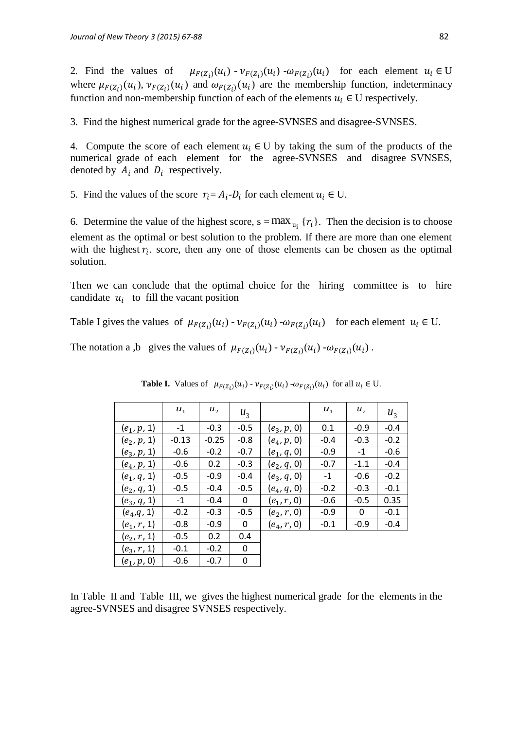2. Find the values of $\mu_{F(Z_i)}(u_i)$ - $\nu_{F(Z_i)}(u_i)$ -$\omega_{F(Z_i)}(u_i)$ for each element $u_i \in$ U where $\mu_{F(Z_i)}(u_i)$, $\nu_{F(Z_i)}(u_i)$ and $\omega_{F(Z_i)}(u_i)$ are the membership function, indeterminacy function and non-membership function of each of the elements $u_i \in$ U respectively.

3. Find the highest numerical grade for the agree-SVNSES and disagree-SVNSES.

4. Compute the score of each element $u_i \in$ U by taking the sum of the products of the numerical grade of each element for the agree-SVNSES and disagree SVNSES, denoted by $A_i$ and $D_i$ respectively.

5. Find the values of the score $r_i$= $A_i$-$D_i$ for each element $u_i \in$ U.

6. Determine the value of the highest score, s = $\max_{u_i}$ {$r_i$}. Then the decision is to choose element as the optimal or best solution to the problem. If there are more than one element with the highest $r_i$. score, then any one of those elements can be chosen as the optimal solution.

Then we can conclude that the optimal choice for the hiring committee is to hire candidate $u_i$ to fill the vacant position

Table I gives the values of $\mu_{F(Z_i)}(u_i)$ - $\nu_{F(Z_i)}(u_i)$ -$\omega_{F(Z_i)}(u_i)$ for each element $u_i \in$ U.

The notation a ,b gives the values of $\mu_{F(Z_i)}(u_i)$ - $\nu_{F(Z_i)}(u_i)$ -$\omega_{F(Z_i)}(u_i)$ .

**Table I.** Values of $\mu_{F(Z_i)}(u_i)$ - $\nu_{F(Z_i)}(u_i)$ -$\omega_{F(Z_i)}(u_i)$ for all $u_i \in$ U.

| | $u_1$ | $u_2$ | $u_3$ | | $u_1$ | $u_2$ | $u_3$ |
|---|---|---|---|---|---|---|---|
| $(e_1, p, 1)$ | -1 | -0.3 | -0.5 | $(e_3, p, 0)$ | 0.1 | -0.9 | -0.4 |
| $(e_2, p, 1)$ | -0.13 | -0.25 | -0.8 | $(e_4, p, 0)$ | -0.4 | -0.3 | -0.2 |
| $(e_3, p, 1)$ | -0.6 | -0.2 | -0.7 | $(e_1, q, 0)$ | -0.9 | -1 | -0.6 |
| $(e_4, p, 1)$ | -0.6 | 0.2 | -0.3 | $(e_2, q, 0)$ | -0.7 | -1.1 | -0.4 |
| $(e_1, q, 1)$ | -0.5 | -0.9 | -0.4 | $(e_3, q, 0)$ | -1 | -0.6 | -0.2 |
| $(e_2, q, 1)$ | -0.5 | -0.4 | -0.5 | $(e_4, q, 0)$ | -0.2 | -0.3 | -0.1 |
| $(e_3, q, 1)$ | -1 | -0.4 | 0 | $(e_1, r, 0)$ | -0.6 | -0.5 | 0.35 |
| $(e_4, q, 1)$ | -0.2 | -0.3 | -0.5 | $(e_2, r, 0)$ | -0.9 | 0 | -0.1 |
| $(e_1, r, 1)$ | -0.8 | -0.9 | 0 | $(e_4, r, 0)$ | -0.1 | -0.9 | -0.4 |
| $(e_2, r, 1)$ | -0.5 | 0.2 | 0.4 | | | | |
| $(e_3, r, 1)$ | -0.1 | -0.2 | 0 | | | | |
| $(e_1, p, 0)$ | -0.6 | -0.7 | 0 | | | | |

In Table II and Table III, we gives the highest numerical grade for the elements in the agree-SVNSES and disagree SVNSES respectively.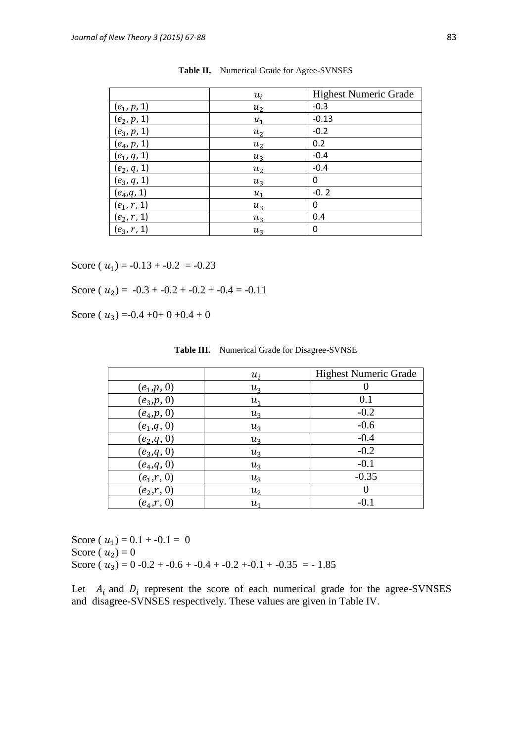**Table II.** Numerical Grade for Agree-SVNSES

| | $u_i$ | Highest Numeric Grade |
|---|---|---|
| $(e_1, p, 1)$ | $u_2$ | -0.3 |
| $(e_2, p, 1)$ | $u_1$ | -0.13 |
| $(e_3, p, 1)$ | $u_2$ | -0.2 |
| $(e_4, p, 1)$ | $u_2$ | 0.2 |
| $(e_1, q, 1)$ | $u_3$ | -0.4 |
| $(e_2, q, 1)$ | $u_2$ | -0.4 |
| $(e_3, q, 1)$ | $u_3$ | 0 |
| $(e_4,q, 1)$ | $u_1$ | -0. 2 |
| $(e_1, r, 1)$ | $u_3$ | 0 |
| $(e_2, r, 1)$ | $u_3$ | 0.4 |
| $(e_3, r, 1)$ | $u_3$ | 0 |

Score ( $u_1$) = -0.13 + -0.2 = -0.23

Score ( $u_2$) = -0.3 + -0.2 + -0.2 + -0.4 = -0.11

Score ( $u_3$) =-0.4 +0+ 0 +0.4 + 0

**Table III.** Numerical Grade for Disagree-SVNSE

| | $u_i$ | Highest Numeric Grade |
|---|---|---|
| $(e_1,p, 0)$ | $u_3$ | 0 |
| $(e_3,p, 0)$ | $u_1$ | 0.1 |
| $(e_4,p, 0)$ | $u_3$ | -0.2 |
| $(e_1,q, 0)$ | $u_3$ | -0.6 |
| $(e_2,q, 0)$ | $u_3$ | -0.4 |
| $(e_3,q, 0)$ | $u_3$ | -0.2 |
| $(e_4,q, 0)$ | $u_3$ | -0.1 |
| $(e_1,r, 0)$ | $u_3$ | -0.35 |
| $(e_2,r, 0)$ | $u_2$ | 0 |
| $(e_4,r, 0)$ | $u_1$ | -0.1 |

Score ( $u_1$) = 0.1 + -0.1 = 0
Score ( $u_2$) = 0
Score ( $u_3$) = 0 -0.2 + -0.6 + -0.4 + -0.2 +-0.1 + -0.35 = - 1.85

Let $A_i$ and $D_i$ represent the score of each numerical grade for the agree-SVNSES and disagree-SVNSES respectively. These values are given in Table IV.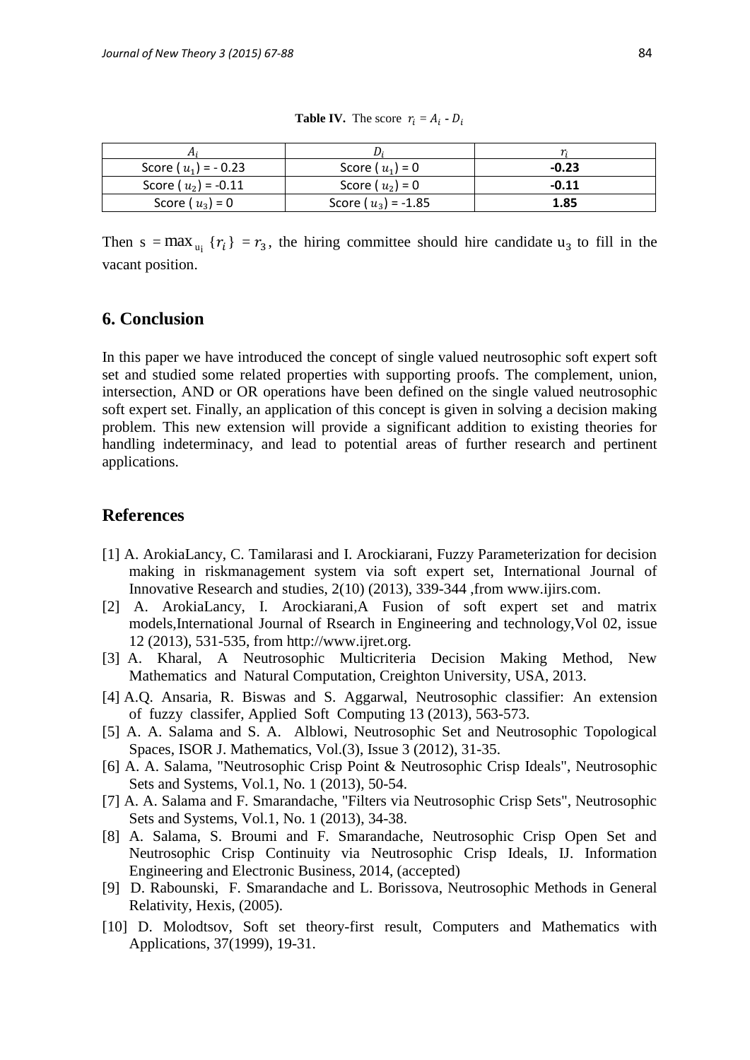**Table IV.** The score $r_i = A_i - D_i$

| $A_i$ | $D_i$ | $r_i$ |
|---|---|---|
| Score ( $u_1$) = - 0.23 | Score ( $u_1$) = 0 | **-0.23** |
| Score ( $u_2$) = -0.11 | Score ( $u_2$) = 0 | **-0.11** |
| Score ( $u_3$) = 0 | Score ( $u_3$) = -1.85 | **1.85** |

Then $s = \max_{u_i} \{r_i\} = r_3$, the hiring committee should hire candidate $u_3$ to fill in the vacant position.

## 6. Conclusion

In this paper we have introduced the concept of single valued neutrosophic soft expert soft set and studied some related properties with supporting proofs. The complement, union, intersection, AND or OR operations have been defined on the single valued neutrosophic soft expert set. Finally, an application of this concept is given in solving a decision making problem. This new extension will provide a significant addition to existing theories for handling indeterminacy, and lead to potential areas of further research and pertinent applications.

## References

[1] A. ArokiaLancy, C. Tamilarasi and I. Arockiarani, Fuzzy Parameterization for decision making in riskmanagement system via soft expert set, International Journal of Innovative Research and studies, 2(10) (2013), 339-344 ,from www.ijirs.com.

[2] A. ArokiaLancy, I. Arockiarani,A Fusion of soft expert set and matrix models,International Journal of Rsearch in Engineering and technology,Vol 02, issue 12 (2013), 531-535, from http://www.ijret.org.

[3] A. Kharal, A Neutrosophic Multicriteria Decision Making Method, New Mathematics and Natural Computation, Creighton University, USA, 2013.

[4] A.Q. Ansaria, R. Biswas and S. Aggarwal, Neutrosophic classifier: An extension of fuzzy classifer, Applied Soft Computing 13 (2013), 563-573.

[5] A. A. Salama and S. A. Alblowi, Neutrosophic Set and Neutrosophic Topological Spaces, ISOR J. Mathematics, Vol.(3), Issue 3 (2012), 31-35.

[6] A. A. Salama, "Neutrosophic Crisp Point & Neutrosophic Crisp Ideals", Neutrosophic Sets and Systems, Vol.1, No. 1 (2013), 50-54.

[7] A. A. Salama and F. Smarandache, "Filters via Neutrosophic Crisp Sets", Neutrosophic Sets and Systems, Vol.1, No. 1 (2013), 34-38.

[8] A. Salama, S. Broumi and F. Smarandache, Neutrosophic Crisp Open Set and Neutrosophic Crisp Continuity via Neutrosophic Crisp Ideals, IJ. Information Engineering and Electronic Business, 2014, (accepted)

[9] D. Rabounski, F. Smarandache and L. Borissova, Neutrosophic Methods in General Relativity, Hexis, (2005).

[10] D. Molodtsov, Soft set theory-first result, Computers and Mathematics with Applications, 37(1999), 19-31.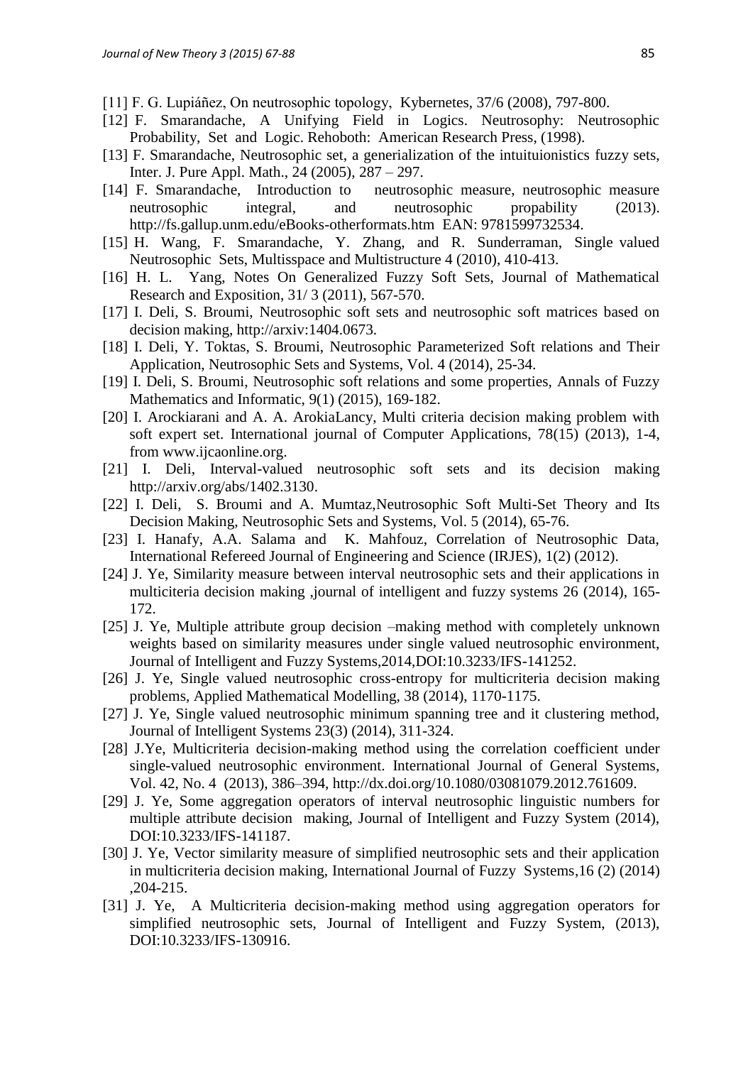[11] F. G. Lupiáñez, On neutrosophic topology, Kybernetes, 37/6 (2008), 797-800.

[12] F. Smarandache, A Unifying Field in Logics. Neutrosophy: Neutrosophic Probability, Set and Logic. Rehoboth: American Research Press, (1998).

[13] F. Smarandache, Neutrosophic set, a generialization of the intuituionistics fuzzy sets, Inter. J. Pure Appl. Math., 24 (2005), 287 – 297.

[14] F. Smarandache, Introduction to neutrosophic measure, neutrosophic measure neutrosophic integral, and neutrosophic propability (2013). http://fs.gallup.unm.edu/eBooks-otherformats.htm EAN: 9781599732534.

[15] H. Wang, F. Smarandache, Y. Zhang, and R. Sunderraman, Single valued Neutrosophic Sets, Multisspace and Multistructure 4 (2010), 410-413.

[16] H. L. Yang, Notes On Generalized Fuzzy Soft Sets, Journal of Mathematical Research and Exposition, 31/ 3 (2011), 567-570.

[17] I. Deli, S. Broumi, Neutrosophic soft sets and neutrosophic soft matrices based on decision making, http://arxiv:1404.0673.

[18] I. Deli, Y. Toktas, S. Broumi, Neutrosophic Parameterized Soft relations and Their Application, Neutrosophic Sets and Systems, Vol. 4 (2014), 25-34.

[19] I. Deli, S. Broumi, Neutrosophic soft relations and some properties, Annals of Fuzzy Mathematics and Informatic, 9(1) (2015), 169-182.

[20] I. Arockiarani and A. A. ArokiaLancy, Multi criteria decision making problem with soft expert set. International journal of Computer Applications, 78(15) (2013), 1-4, from www.ijcaonline.org.

[21] I. Deli, Interval-valued neutrosophic soft sets and its decision making http://arxiv.org/abs/1402.3130.

[22] I. Deli, S. Broumi and A. Mumtaz,Neutrosophic Soft Multi-Set Theory and Its Decision Making, Neutrosophic Sets and Systems, Vol. 5 (2014), 65-76.

[23] I. Hanafy, A.A. Salama and K. Mahfouz, Correlation of Neutrosophic Data, International Refereed Journal of Engineering and Science (IRJES), 1(2) (2012).

[24] J. Ye, Similarity measure between interval neutrosophic sets and their applications in multiciteria decision making ,journal of intelligent and fuzzy systems 26 (2014), 165-172.

[25] J. Ye, Multiple attribute group decision –making method with completely unknown weights based on similarity measures under single valued neutrosophic environment, Journal of Intelligent and Fuzzy Systems,2014,DOI:10.3233/IFS-141252.

[26] J. Ye, Single valued neutrosophic cross-entropy for multicriteria decision making problems, Applied Mathematical Modelling, 38 (2014), 1170-1175.

[27] J. Ye, Single valued neutrosophic minimum spanning tree and it clustering method, Journal of Intelligent Systems 23(3) (2014), 311-324.

[28] J.Ye, Multicriteria decision-making method using the correlation coefficient under single-valued neutrosophic environment. International Journal of General Systems, Vol. 42, No. 4 (2013), 386–394, http://dx.doi.org/10.1080/03081079.2012.761609.

[29] J. Ye, Some aggregation operators of interval neutrosophic linguistic numbers for multiple attribute decision making, Journal of Intelligent and Fuzzy System (2014), DOI:10.3233/IFS-141187.

[30] J. Ye, Vector similarity measure of simplified neutrosophic sets and their application in multicriteria decision making, International Journal of Fuzzy Systems,16 (2) (2014) ,204-215.

[31] J. Ye, A Multicriteria decision-making method using aggregation operators for simplified neutrosophic sets, Journal of Intelligent and Fuzzy System, (2013), DOI:10.3233/IFS-130916.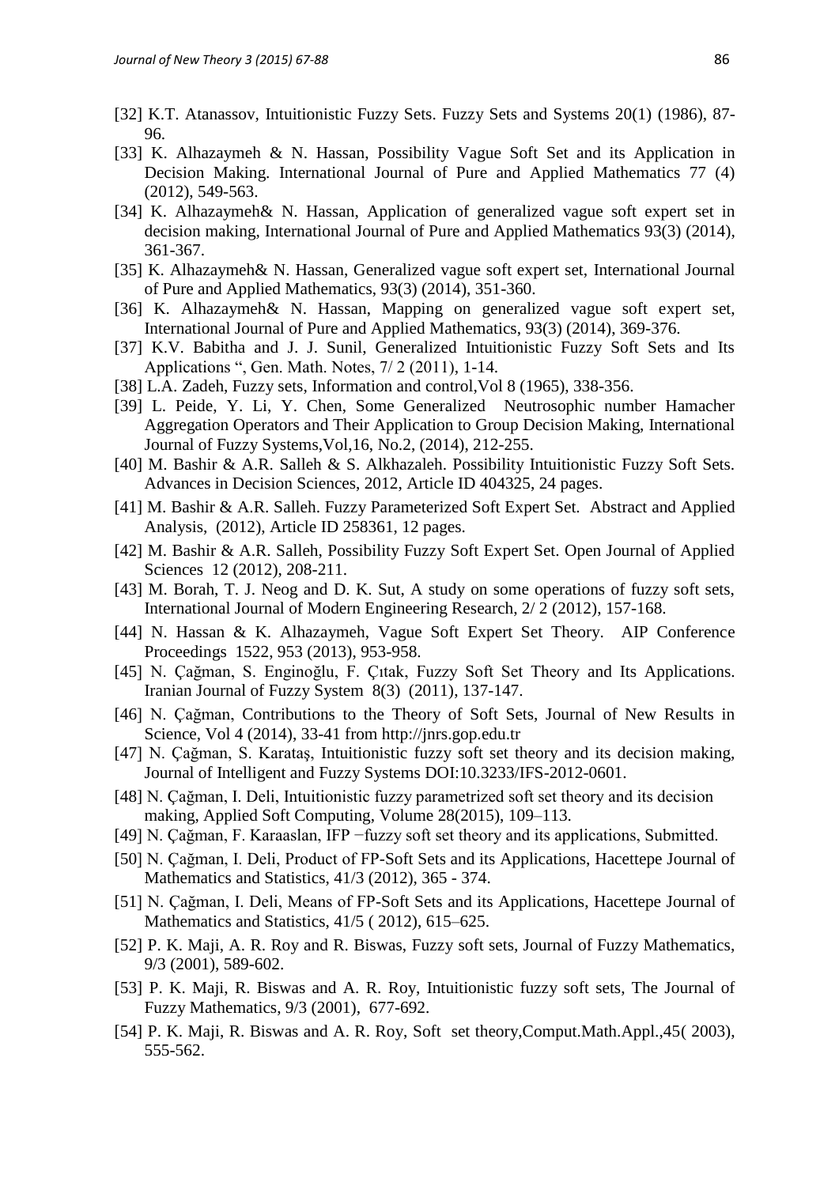[32] K.T. Atanassov, Intuitionistic Fuzzy Sets. Fuzzy Sets and Systems 20(1) (1986), 87-96.

[33] K. Alhazaymeh & N. Hassan, Possibility Vague Soft Set and its Application in Decision Making. International Journal of Pure and Applied Mathematics 77 (4) (2012), 549-563.

[34] K. Alhazaymeh& N. Hassan, Application of generalized vague soft expert set in decision making, International Journal of Pure and Applied Mathematics 93(3) (2014), 361-367.

[35] K. Alhazaymeh& N. Hassan, Generalized vague soft expert set, International Journal of Pure and Applied Mathematics, 93(3) (2014), 351-360.

[36] K. Alhazaymeh& N. Hassan, Mapping on generalized vague soft expert set, International Journal of Pure and Applied Mathematics, 93(3) (2014), 369-376.

[37] K.V. Babitha and J. J. Sunil, Generalized Intuitionistic Fuzzy Soft Sets and Its Applications ", Gen. Math. Notes, 7/ 2 (2011), 1-14.

[38] L.A. Zadeh, Fuzzy sets, Information and control,Vol 8 (1965), 338-356.

[39] L. Peide, Y. Li, Y. Chen, Some Generalized Neutrosophic number Hamacher Aggregation Operators and Their Application to Group Decision Making, International Journal of Fuzzy Systems,Vol,16, No.2, (2014), 212-255.

[40] M. Bashir & A.R. Salleh & S. Alkhazaleh. Possibility Intuitionistic Fuzzy Soft Sets. Advances in Decision Sciences, 2012, Article ID 404325, 24 pages.

[41] M. Bashir & A.R. Salleh. Fuzzy Parameterized Soft Expert Set. Abstract and Applied Analysis, (2012), Article ID 258361, 12 pages.

[42] M. Bashir & A.R. Salleh, Possibility Fuzzy Soft Expert Set. Open Journal of Applied Sciences 12 (2012), 208-211.

[43] M. Borah, T. J. Neog and D. K. Sut, A study on some operations of fuzzy soft sets, International Journal of Modern Engineering Research, 2/ 2 (2012), 157-168.

[44] N. Hassan & K. Alhazaymeh, Vague Soft Expert Set Theory. AIP Conference Proceedings 1522, 953 (2013), 953-958.

[45] N. Çağman, S. Enginoğlu, F. Çıtak, Fuzzy Soft Set Theory and Its Applications. Iranian Journal of Fuzzy System 8(3) (2011), 137-147.

[46] N. Çağman, Contributions to the Theory of Soft Sets, Journal of New Results in Science, Vol 4 (2014), 33-41 from http://jnrs.gop.edu.tr

[47] N. Çağman, S. Karataş, Intuitionistic fuzzy soft set theory and its decision making, Journal of Intelligent and Fuzzy Systems DOI:10.3233/IFS-2012-0601.

[48] N. Çağman, I. Deli, Intuitionistic fuzzy parametrized soft set theory and its decision making, Applied Soft Computing, Volume 28(2015), 109–113.

[49] N. Çağman, F. Karaaslan, IFP −fuzzy soft set theory and its applications, Submitted.

[50] N. Çağman, I. Deli, Product of FP-Soft Sets and its Applications, Hacettepe Journal of Mathematics and Statistics, 41/3 (2012), 365 - 374.

[51] N. Çağman, I. Deli, Means of FP-Soft Sets and its Applications, Hacettepe Journal of Mathematics and Statistics, 41/5 ( 2012), 615–625.

[52] P. K. Maji, A. R. Roy and R. Biswas, Fuzzy soft sets, Journal of Fuzzy Mathematics, 9/3 (2001), 589-602.

[53] P. K. Maji, R. Biswas and A. R. Roy, Intuitionistic fuzzy soft sets, The Journal of Fuzzy Mathematics, 9/3 (2001), 677-692.

[54] P. K. Maji, R. Biswas and A. R. Roy, Soft set theory,Comput.Math.Appl.,45( 2003), 555-562.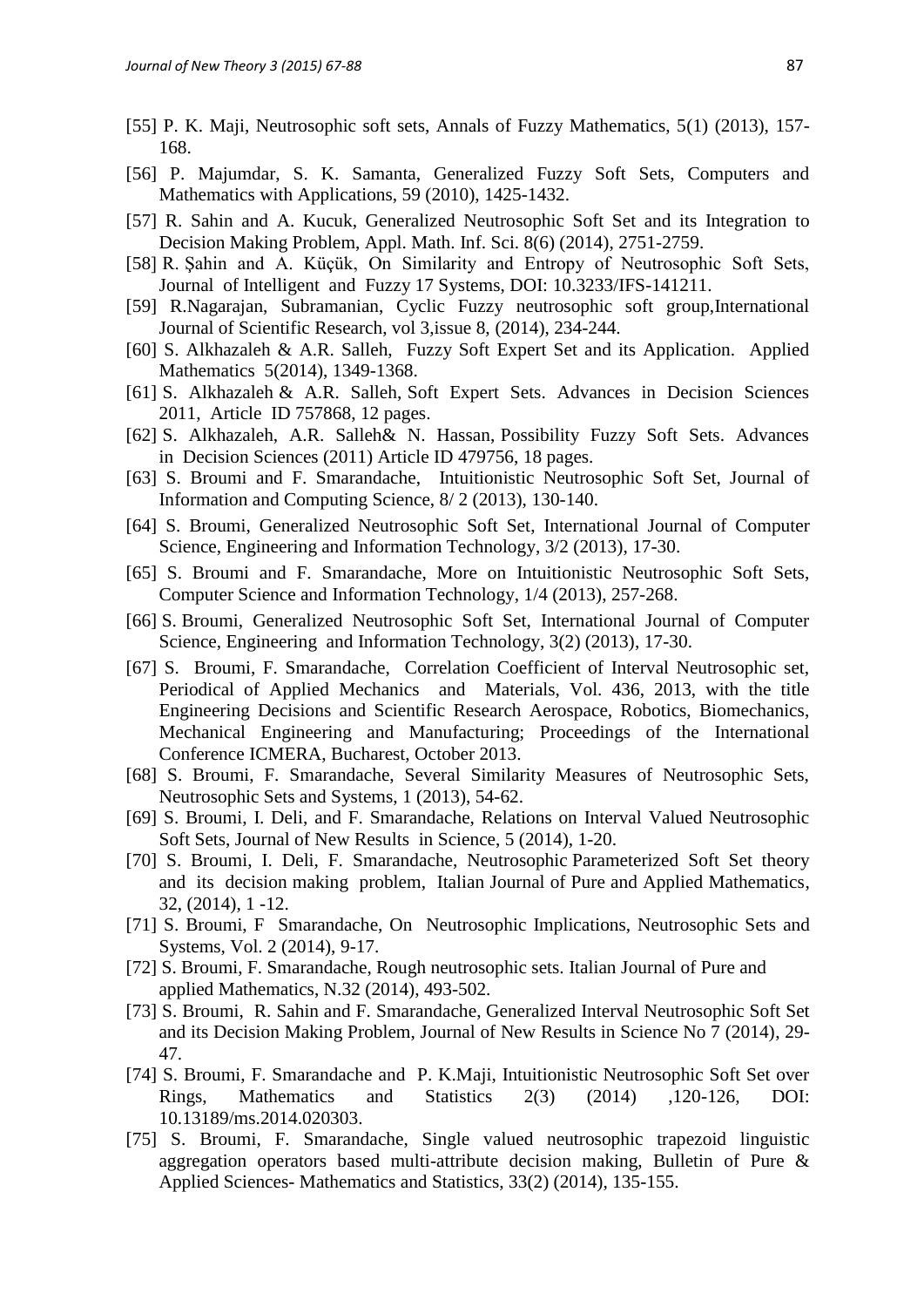[55] P. K. Maji, Neutrosophic soft sets, Annals of Fuzzy Mathematics, 5(1) (2013), 157-168.

[56] P. Majumdar, S. K. Samanta, Generalized Fuzzy Soft Sets, Computers and Mathematics with Applications, 59 (2010), 1425-1432.

[57] R. Sahin and A. Kucuk, Generalized Neutrosophic Soft Set and its Integration to Decision Making Problem, Appl. Math. Inf. Sci. 8(6) (2014), 2751-2759.

[58] R. Şahin and A. Küçük, On Similarity and Entropy of Neutrosophic Soft Sets, Journal of Intelligent and Fuzzy 17 Systems, DOI: 10.3233/IFS-141211.

[59] R.Nagarajan, Subramanian, Cyclic Fuzzy neutrosophic soft group,International Journal of Scientific Research, vol 3,issue 8, (2014), 234-244.

[60] S. Alkhazaleh & A.R. Salleh, Fuzzy Soft Expert Set and its Application. Applied Mathematics 5(2014), 1349-1368.

[61] S. Alkhazaleh & A.R. Salleh, Soft Expert Sets. Advances in Decision Sciences 2011, Article ID 757868, 12 pages.

[62] S. Alkhazaleh, A.R. Salleh& N. Hassan, Possibility Fuzzy Soft Sets. Advances in Decision Sciences (2011) Article ID 479756, 18 pages.

[63] S. Broumi and F. Smarandache, Intuitionistic Neutrosophic Soft Set, Journal of Information and Computing Science, 8/ 2 (2013), 130-140.

[64] S. Broumi, Generalized Neutrosophic Soft Set, International Journal of Computer Science, Engineering and Information Technology, 3/2 (2013), 17-30.

[65] S. Broumi and F. Smarandache, More on Intuitionistic Neutrosophic Soft Sets, Computer Science and Information Technology, 1/4 (2013), 257-268.

[66] S. Broumi, Generalized Neutrosophic Soft Set, International Journal of Computer Science, Engineering and Information Technology, 3(2) (2013), 17-30.

[67] S. Broumi, F. Smarandache, Correlation Coefficient of Interval Neutrosophic set, Periodical of Applied Mechanics and Materials, Vol. 436, 2013, with the title Engineering Decisions and Scientific Research Aerospace, Robotics, Biomechanics, Mechanical Engineering and Manufacturing; Proceedings of the International Conference ICMERA, Bucharest, October 2013.

[68] S. Broumi, F. Smarandache, Several Similarity Measures of Neutrosophic Sets, Neutrosophic Sets and Systems, 1 (2013), 54-62.

[69] S. Broumi, I. Deli, and F. Smarandache, Relations on Interval Valued Neutrosophic Soft Sets, Journal of New Results in Science, 5 (2014), 1-20.

[70] S. Broumi, I. Deli, F. Smarandache, Neutrosophic Parameterized Soft Set theory and its decision making problem, Italian Journal of Pure and Applied Mathematics, 32, (2014), 1 -12.

[71] S. Broumi, F Smarandache, On Neutrosophic Implications, Neutrosophic Sets and Systems, Vol. 2 (2014), 9-17.

[72] S. Broumi, F. Smarandache, Rough neutrosophic sets. Italian Journal of Pure and applied Mathematics, N.32 (2014), 493-502.

[73] S. Broumi, R. Sahin and F. Smarandache, Generalized Interval Neutrosophic Soft Set and its Decision Making Problem, Journal of New Results in Science No 7 (2014), 29-47.

[74] S. Broumi, F. Smarandache and P. K.Maji, Intuitionistic Neutrosophic Soft Set over Rings, Mathematics and Statistics 2(3) (2014) ,120-126, DOI: 10.13189/ms.2014.020303.

[75] S. Broumi, F. Smarandache, Single valued neutrosophic trapezoid linguistic aggregation operators based multi-attribute decision making, Bulletin of Pure & Applied Sciences- Mathematics and Statistics, 33(2) (2014), 135-155.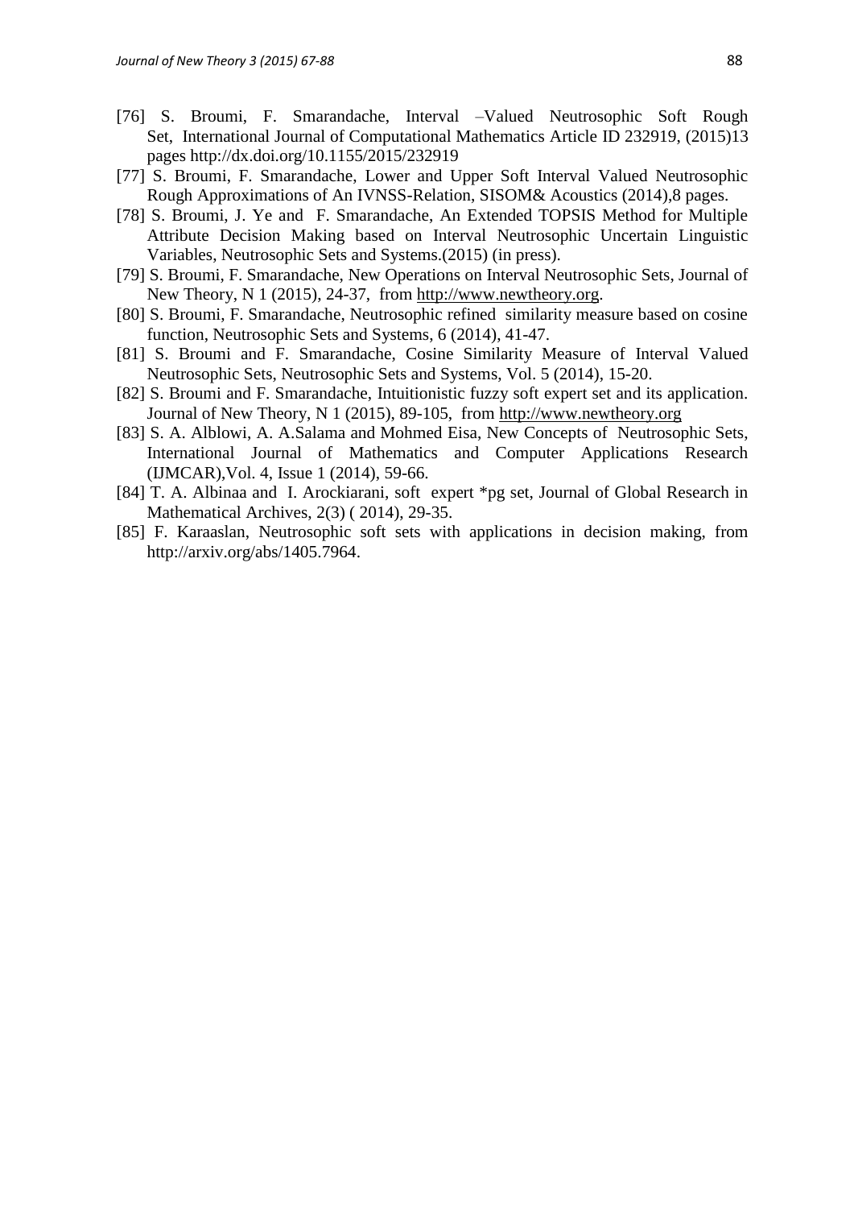[76] S. Broumi, F. Smarandache, Interval –Valued Neutrosophic Soft Rough Set, International Journal of Computational Mathematics Article ID 232919, (2015)13 pages http://dx.doi.org/10.1155/2015/232919

[77] S. Broumi, F. Smarandache, Lower and Upper Soft Interval Valued Neutrosophic Rough Approximations of An IVNSS-Relation, SISOM& Acoustics (2014),8 pages.

[78] S. Broumi, J. Ye and F. Smarandache, An Extended TOPSIS Method for Multiple Attribute Decision Making based on Interval Neutrosophic Uncertain Linguistic Variables, Neutrosophic Sets and Systems.(2015) (in press).

[79] S. Broumi, F. Smarandache, New Operations on Interval Neutrosophic Sets, Journal of New Theory, N 1 (2015), 24-37, from http://www.newtheory.org.

[80] S. Broumi, F. Smarandache, Neutrosophic refined similarity measure based on cosine function, Neutrosophic Sets and Systems, 6 (2014), 41-47.

[81] S. Broumi and F. Smarandache, Cosine Similarity Measure of Interval Valued Neutrosophic Sets, Neutrosophic Sets and Systems, Vol. 5 (2014), 15-20.

[82] S. Broumi and F. Smarandache, Intuitionistic fuzzy soft expert set and its application. Journal of New Theory, N 1 (2015), 89-105, from http://www.newtheory.org

[83] S. A. Alblowi, A. A.Salama and Mohmed Eisa, New Concepts of Neutrosophic Sets, International Journal of Mathematics and Computer Applications Research (IJMCAR),Vol. 4, Issue 1 (2014), 59-66.

[84] T. A. Albinaa and I. Arockiarani, soft expert *pg set, Journal of Global Research in Mathematical Archives, 2(3) ( 2014), 29-35.

[85] F. Karaaslan, Neutrosophic soft sets with applications in decision making, from http://arxiv.org/abs/1405.7964.